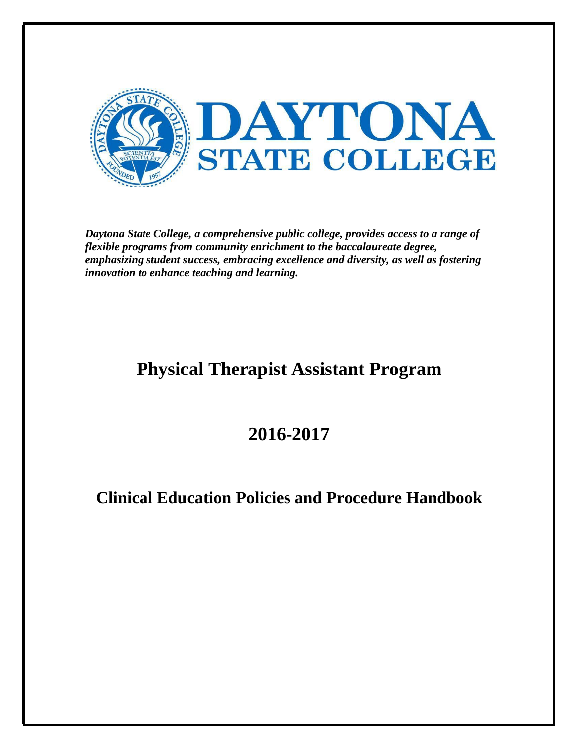# DAYTONA STATE COLLEGE

***Daytona State College, a comprehensive public college, provides access to a range of flexible programs from community enrichment to the baccalaureate degree, emphasizing student success, embracing excellence and diversity, as well as fostering innovation to enhance teaching and learning.***

# Physical Therapist Assistant Program

# 2016-2017

## Clinical Education Policies and Procedure Handbook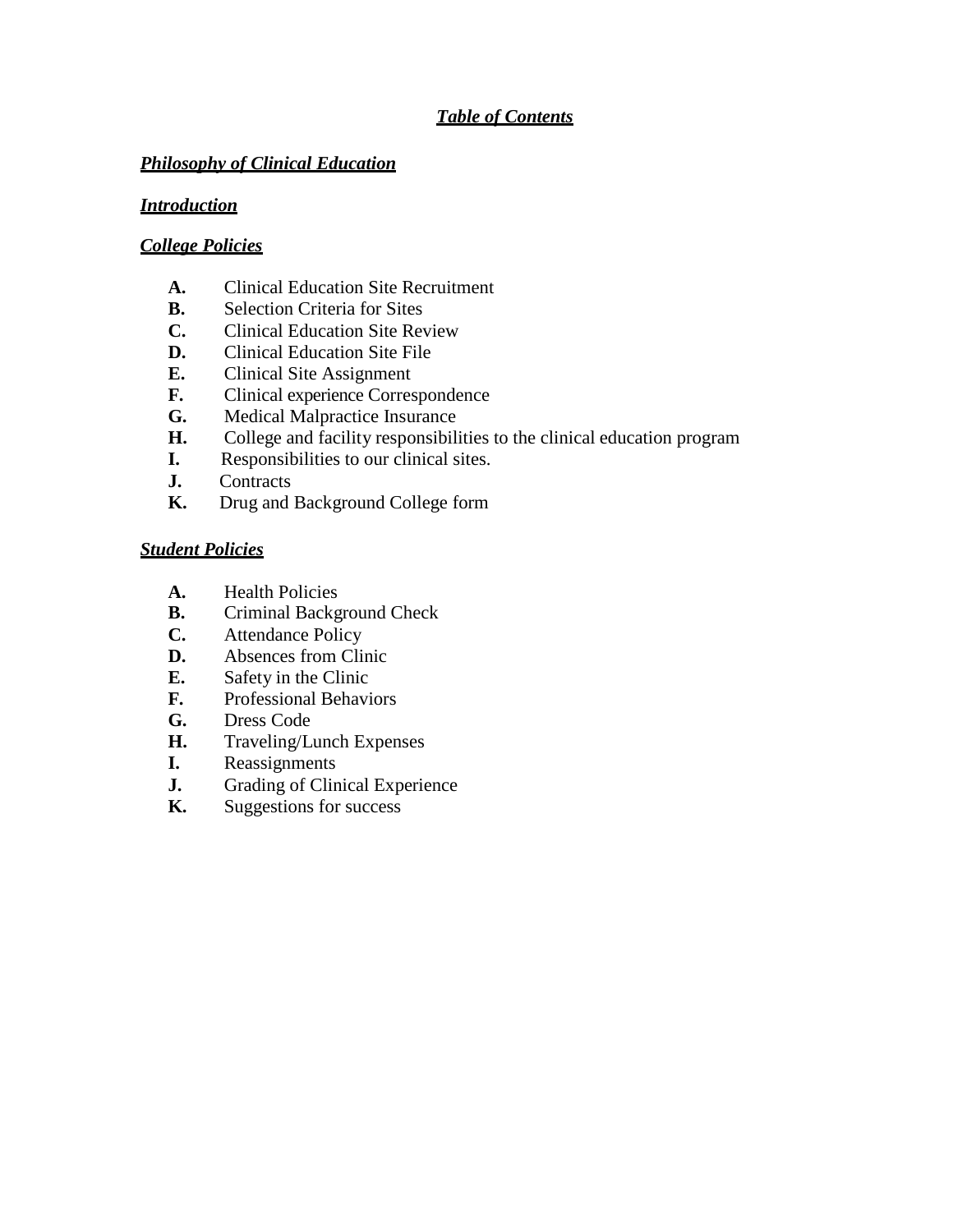# ***Table of Contents***

## ***Philosophy of Clinical Education***

## ***Introduction***

## ***College Policies***

- **A.** Clinical Education Site Recruitment
- **B.** Selection Criteria for Sites
- **C.** Clinical Education Site Review
- **D.** Clinical Education Site File
- **E.** Clinical Site Assignment
- **F.** Clinical experience Correspondence
- **G.** Medical Malpractice Insurance
- **H.** College and facility responsibilities to the clinical education program
- **I.** Responsibilities to our clinical sites.
- **J.** Contracts
- **K.** Drug and Background College form

## ***Student Policies***

- **A.** Health Policies
- **B.** Criminal Background Check
- **C.** Attendance Policy
- **D.** Absences from Clinic
- **E.** Safety in the Clinic
- **F.** Professional Behaviors
- **G.** Dress Code
- **H.** Traveling/Lunch Expenses
- **I.** Reassignments
- **J.** Grading of Clinical Experience
- **K.** Suggestions for success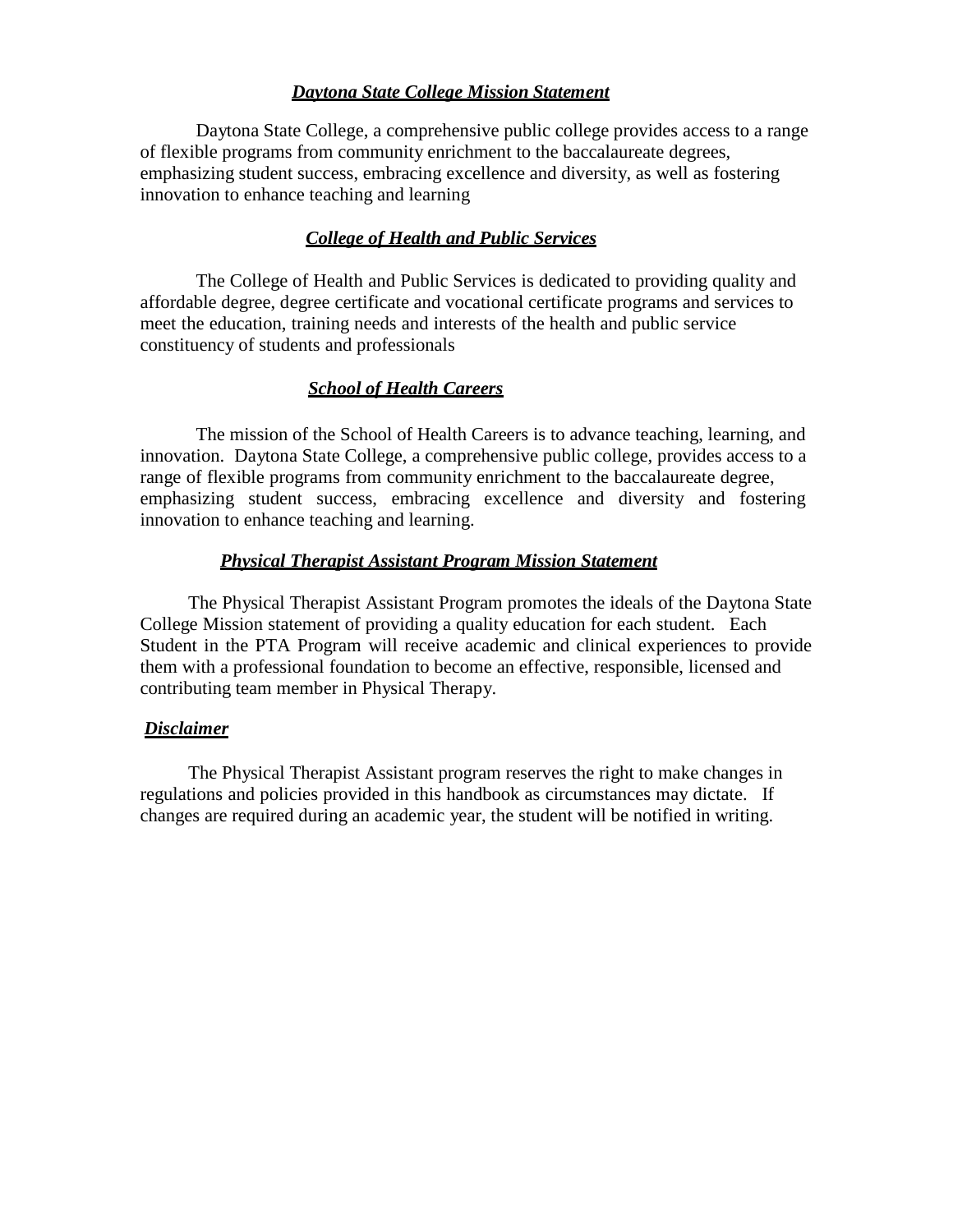## ***Daytona State College Mission Statement***

Daytona State College, a comprehensive public college provides access to a range of flexible programs from community enrichment to the baccalaureate degrees, emphasizing student success, embracing excellence and diversity, as well as fostering innovation to enhance teaching and learning

## ***College of Health and Public Services***

The College of Health and Public Services is dedicated to providing quality and affordable degree, degree certificate and vocational certificate programs and services to meet the education, training needs and interests of the health and public service constituency of students and professionals

## ***School of Health Careers***

The mission of the School of Health Careers is to advance teaching, learning, and innovation. Daytona State College, a comprehensive public college, provides access to a range of flexible programs from community enrichment to the baccalaureate degree, emphasizing student success, embracing excellence and diversity and fostering innovation to enhance teaching and learning.

## ***Physical Therapist Assistant Program Mission Statement***

The Physical Therapist Assistant Program promotes the ideals of the Daytona State College Mission statement of providing a quality education for each student. Each Student in the PTA Program will receive academic and clinical experiences to provide them with a professional foundation to become an effective, responsible, licensed and contributing team member in Physical Therapy.

## ***Disclaimer***

The Physical Therapist Assistant program reserves the right to make changes in regulations and policies provided in this handbook as circumstances may dictate. If changes are required during an academic year, the student will be notified in writing.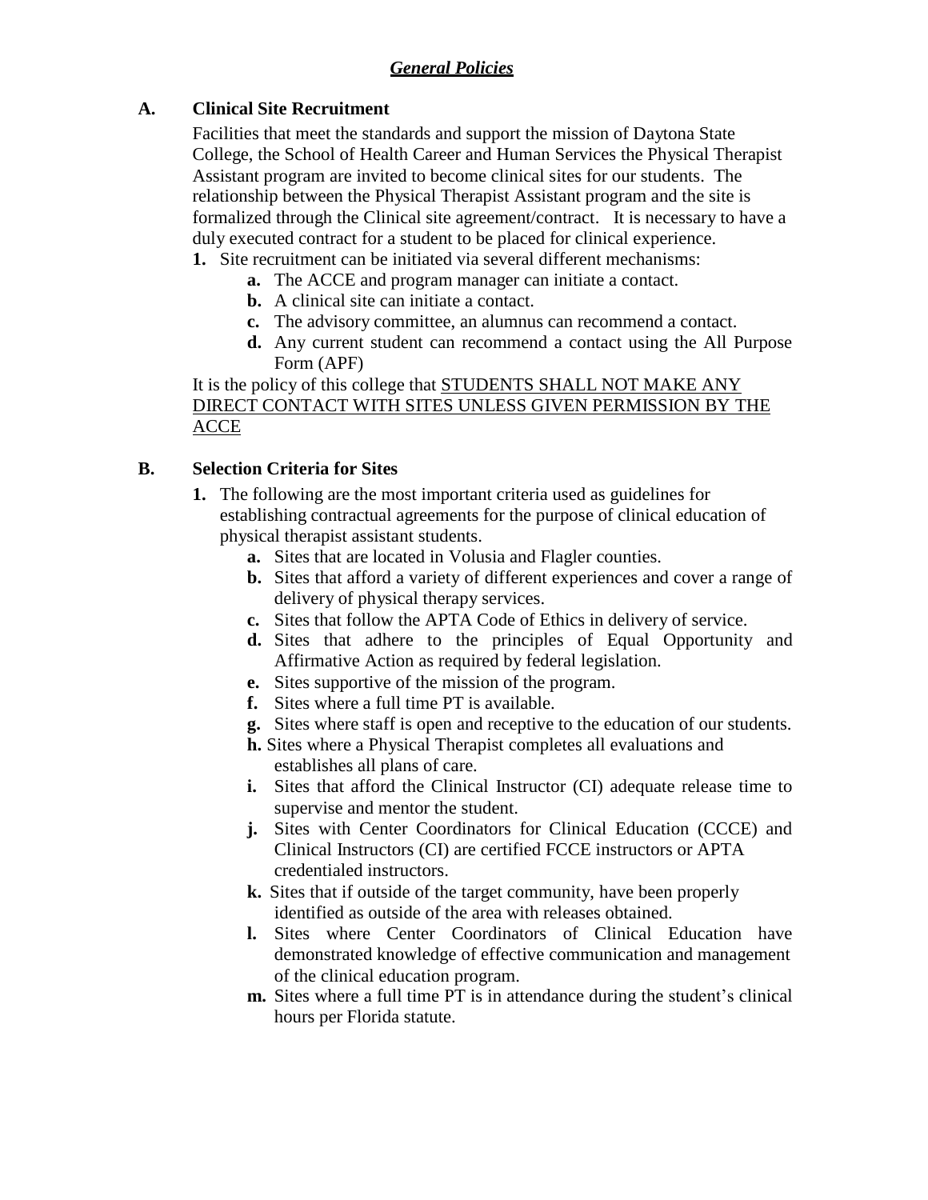## ***General Policies***

### A. Clinical Site Recruitment

Facilities that meet the standards and support the mission of Daytona State College, the School of Health Career and Human Services the Physical Therapist Assistant program are invited to become clinical sites for our students. The relationship between the Physical Therapist Assistant program and the site is formalized through the Clinical site agreement/contract. It is necessary to have a duly executed contract for a student to be placed for clinical experience.

1. Site recruitment can be initiated via several different mechanisms:
   - **a.** The ACCE and program manager can initiate a contact.
   - **b.** A clinical site can initiate a contact.
   - **c.** The advisory committee, an alumnus can recommend a contact.
   - **d.** Any current student can recommend a contact using the All Purpose Form (APF)

It is the policy of this college that <u>STUDENTS SHALL NOT MAKE ANY DIRECT CONTACT WITH SITES UNLESS GIVEN PERMISSION BY THE ACCE</u>

### B. Selection Criteria for Sites

1. The following are the most important criteria used as guidelines for establishing contractual agreements for the purpose of clinical education of physical therapist assistant students.
   - **a.** Sites that are located in Volusia and Flagler counties.
   - **b.** Sites that afford a variety of different experiences and cover a range of delivery of physical therapy services.
   - **c.** Sites that follow the APTA Code of Ethics in delivery of service.
   - **d.** Sites that adhere to the principles of Equal Opportunity and Affirmative Action as required by federal legislation.
   - **e.** Sites supportive of the mission of the program.
   - **f.** Sites where a full time PT is available.
   - **g.** Sites where staff is open and receptive to the education of our students.
   - **h.** Sites where a Physical Therapist completes all evaluations and establishes all plans of care.
   - **i.** Sites that afford the Clinical Instructor (CI) adequate release time to supervise and mentor the student.
   - **j.** Sites with Center Coordinators for Clinical Education (CCCE) and Clinical Instructors (CI) are certified FCCE instructors or APTA credentialed instructors.
   - **k.** Sites that if outside of the target community, have been properly identified as outside of the area with releases obtained.
   - **l.** Sites where Center Coordinators of Clinical Education have demonstrated knowledge of effective communication and management of the clinical education program.
   - **m.** Sites where a full time PT is in attendance during the student's clinical hours per Florida statute.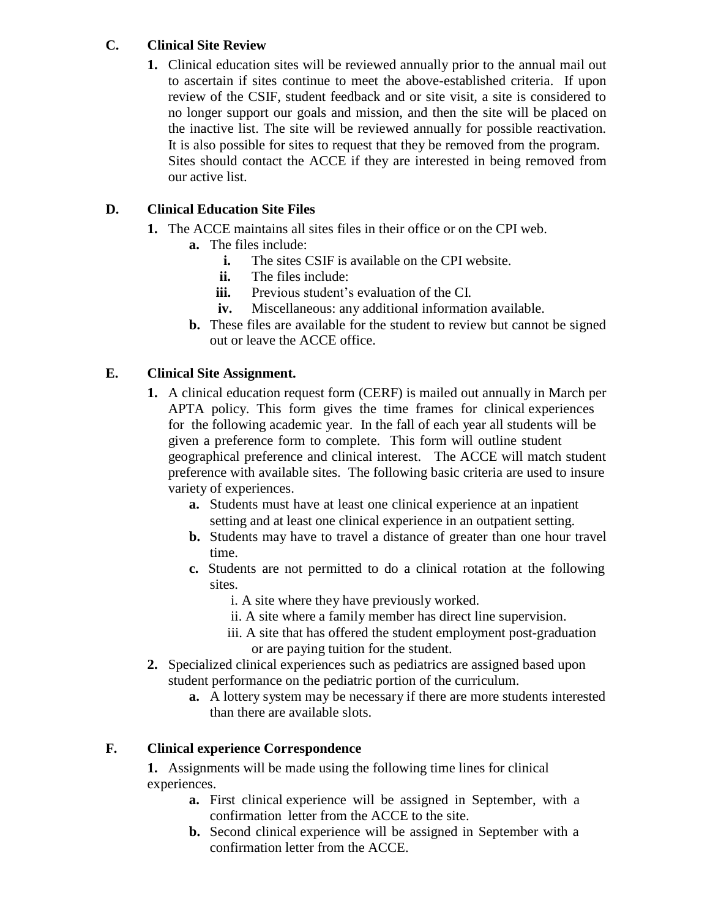**C. Clinical Site Review**

1. Clinical education sites will be reviewed annually prior to the annual mail out to ascertain if sites continue to meet the above-established criteria. If upon review of the CSIF, student feedback and or site visit, a site is considered to no longer support our goals and mission, and then the site will be placed on the inactive list. The site will be reviewed annually for possible reactivation. It is also possible for sites to request that they be removed from the program. Sites should contact the ACCE if they are interested in being removed from our active list.

**D. Clinical Education Site Files**

1. The ACCE maintains all sites files in their office or on the CPI web.
    a. The files include:
        i. The sites CSIF is available on the CPI website.
        ii. The files include:
        iii. Previous student's evaluation of the CI.
        iv. Miscellaneous: any additional information available.
    b. These files are available for the student to review but cannot be signed out or leave the ACCE office.

**E. Clinical Site Assignment.**

1. A clinical education request form (CERF) is mailed out annually in March per APTA policy. This form gives the time frames for clinical experiences for the following academic year. In the fall of each year all students will be given a preference form to complete. This form will outline student geographical preference and clinical interest. The ACCE will match student preference with available sites. The following basic criteria are used to insure variety of experiences.
    a. Students must have at least one clinical experience at an inpatient setting and at least one clinical experience in an outpatient setting.
    b. Students may have to travel a distance of greater than one hour travel time.
    c. Students are not permitted to do a clinical rotation at the following sites.
        i. A site where they have previously worked.
        ii. A site where a family member has direct line supervision.
        iii. A site that has offered the student employment post-graduation or are paying tuition for the student.
2. Specialized clinical experiences such as pediatrics are assigned based upon student performance on the pediatric portion of the curriculum.
    a. A lottery system may be necessary if there are more students interested than there are available slots.

**F. Clinical experience Correspondence**

1. Assignments will be made using the following time lines for clinical experiences.
    a. First clinical experience will be assigned in September, with a confirmation letter from the ACCE to the site.
    b. Second clinical experience will be assigned in September with a confirmation letter from the ACCE.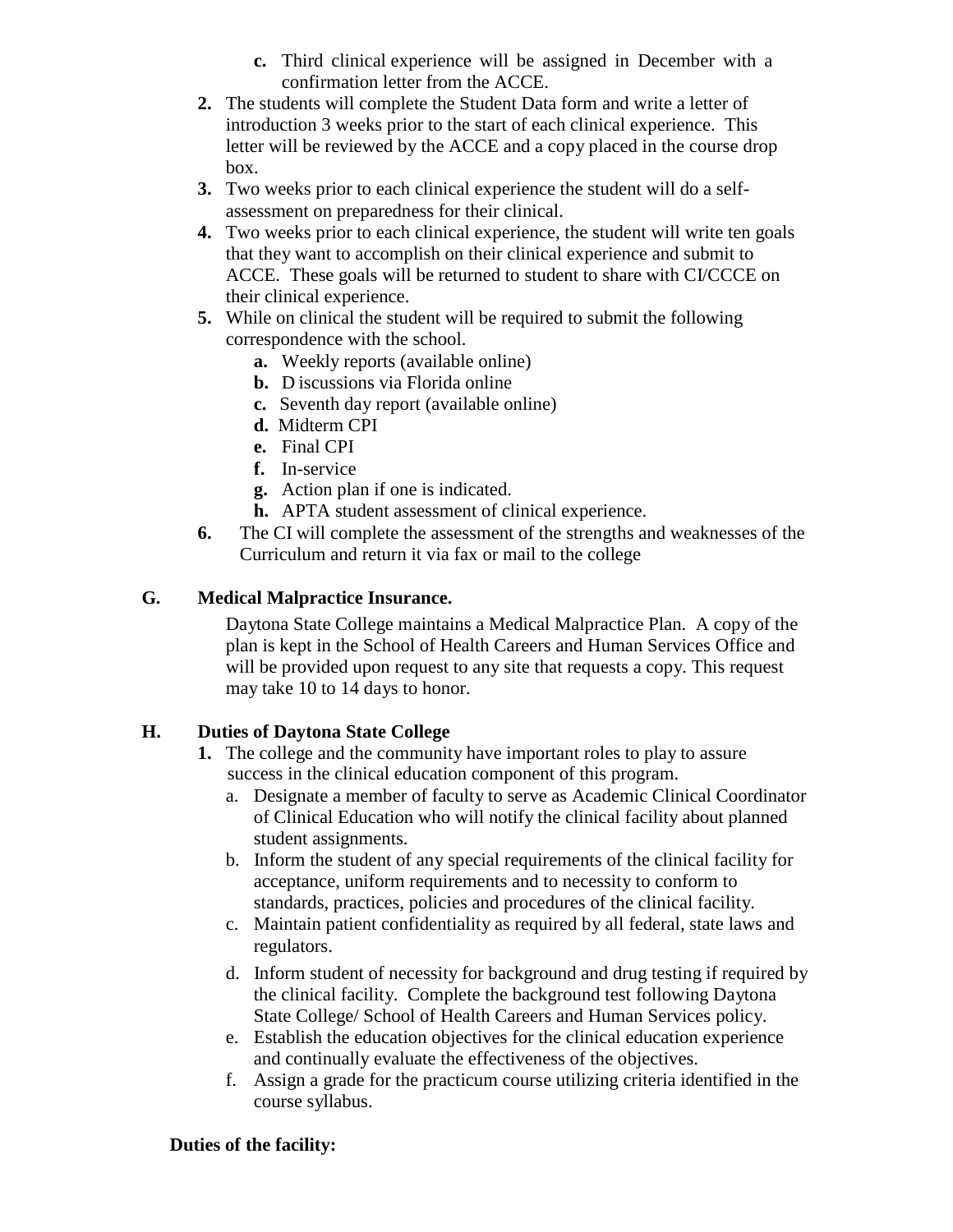c. Third clinical experience will be assigned in December with a confirmation letter from the ACCE.

2. The students will complete the Student Data form and write a letter of introduction 3 weeks prior to the start of each clinical experience. This letter will be reviewed by the ACCE and a copy placed in the course drop box.
3. Two weeks prior to each clinical experience the student will do a self-assessment on preparedness for their clinical.
4. Two weeks prior to each clinical experience, the student will write ten goals that they want to accomplish on their clinical experience and submit to ACCE. These goals will be returned to student to share with CI/CCCE on their clinical experience.
5. While on clinical the student will be required to submit the following correspondence with the school.
   a. Weekly reports (available online)
   b. D iscussions via Florida online
   c. Seventh day report (available online)
   d. Midterm CPI
   e. Final CPI
   f. In-service
   g. Action plan if one is indicated.
   h. APTA student assessment of clinical experience.
6. The CI will complete the assessment of the strengths and weaknesses of the Curriculum and return it via fax or mail to the college

### G. Medical Malpractice Insurance.

Daytona State College maintains a Medical Malpractice Plan. A copy of the plan is kept in the School of Health Careers and Human Services Office and will be provided upon request to any site that requests a copy. This request may take 10 to 14 days to honor.

### H. Duties of Daytona State College

1. The college and the community have important roles to play to assure success in the clinical education component of this program.
   a. Designate a member of faculty to serve as Academic Clinical Coordinator of Clinical Education who will notify the clinical facility about planned student assignments.
   b. Inform the student of any special requirements of the clinical facility for acceptance, uniform requirements and to necessity to conform to standards, practices, policies and procedures of the clinical facility.
   c. Maintain patient confidentiality as required by all federal, state laws and regulators.
   d. Inform student of necessity for background and drug testing if required by the clinical facility. Complete the background test following Daytona State College/ School of Health Careers and Human Services policy.
   e. Establish the education objectives for the clinical education experience and continually evaluate the effectiveness of the objectives.
   f. Assign a grade for the practicum course utilizing criteria identified in the course syllabus.

**Duties of the facility:**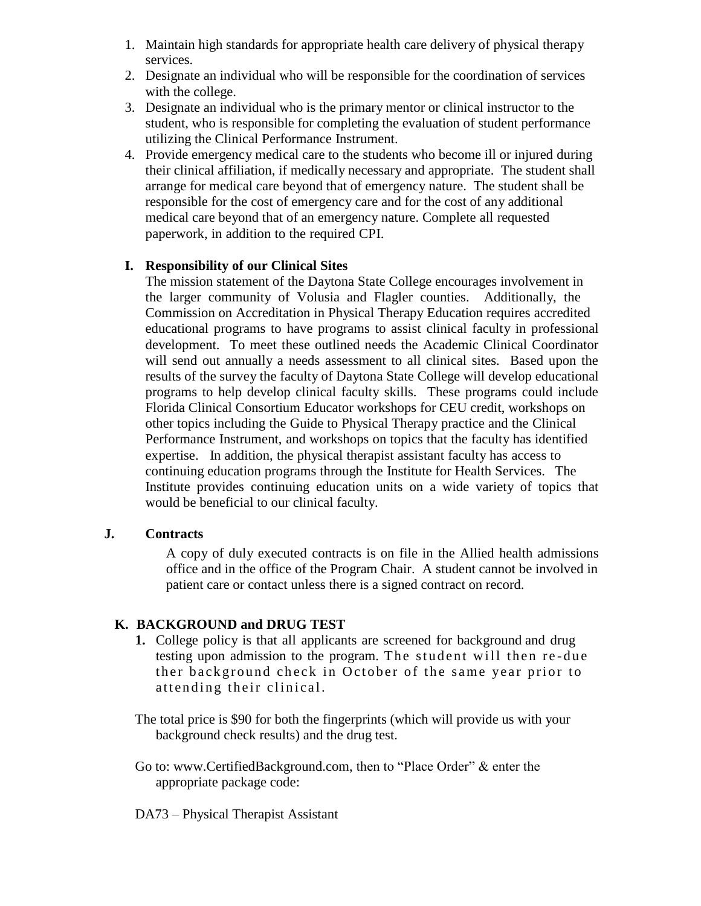1. Maintain high standards for appropriate health care delivery of physical therapy services.
2. Designate an individual who will be responsible for the coordination of services with the college.
3. Designate an individual who is the primary mentor or clinical instructor to the student, who is responsible for completing the evaluation of student performance utilizing the Clinical Performance Instrument.
4. Provide emergency medical care to the students who become ill or injured during their clinical affiliation, if medically necessary and appropriate. The student shall arrange for medical care beyond that of emergency nature. The student shall be responsible for the cost of emergency care and for the cost of any additional medical care beyond that of an emergency nature. Complete all requested paperwork, in addition to the required CPI.

### I. Responsibility of our Clinical Sites

The mission statement of the Daytona State College encourages involvement in the larger community of Volusia and Flagler counties. Additionally, the Commission on Accreditation in Physical Therapy Education requires accredited educational programs to have programs to assist clinical faculty in professional development. To meet these outlined needs the Academic Clinical Coordinator will send out annually a needs assessment to all clinical sites. Based upon the results of the survey the faculty of Daytona State College will develop educational programs to help develop clinical faculty skills. These programs could include Florida Clinical Consortium Educator workshops for CEU credit, workshops on other topics including the Guide to Physical Therapy practice and the Clinical Performance Instrument, and workshops on topics that the faculty has identified expertise. In addition, the physical therapist assistant faculty has access to continuing education programs through the Institute for Health Services. The Institute provides continuing education units on a wide variety of topics that would be beneficial to our clinical faculty.

### J. Contracts

A copy of duly executed contracts is on file in the Allied health admissions office and in the office of the Program Chair. A student cannot be involved in patient care or contact unless there is a signed contract on record.

### K. BACKGROUND and DRUG TEST

1. College policy is that all applicants are screened for background and drug testing upon admission to the program. The student will then re-due ther background check in October of the same year prior to attending their clinical.

The total price is $90 for both the fingerprints (which will provide us with your background check results) and the drug test.

Go to: www.CertifiedBackground.com, then to “Place Order” & enter the appropriate package code:

DA73 – Physical Therapist Assistant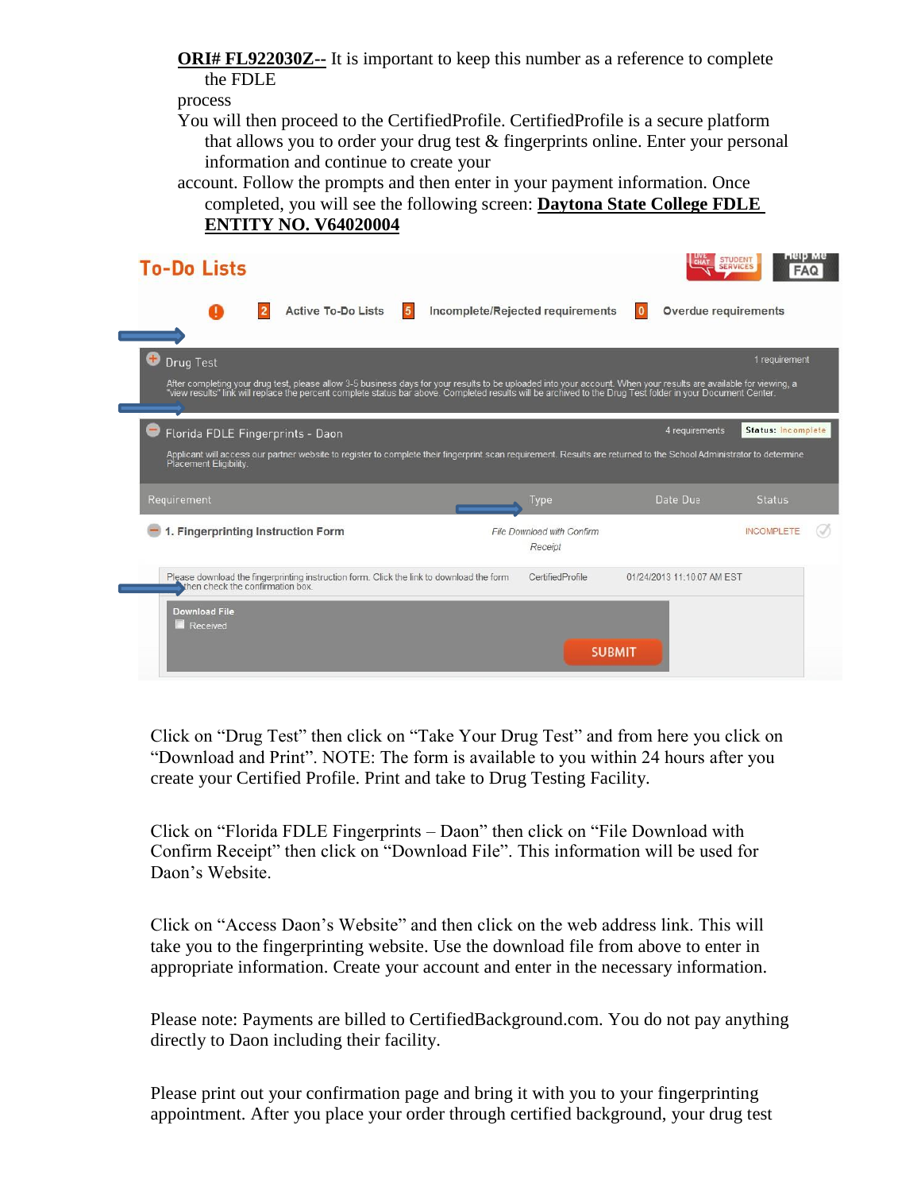**ORI# FL922030Z--** It is important to keep this number as a reference to complete the FDLE process

You will then proceed to the CertifiedProfile. CertifiedProfile is a secure platform that allows you to order your drug test & fingerprints online. Enter your personal information and continue to create your account. Follow the prompts and then enter in your payment information. Once completed, you will see the following screen: **Daytona State College FDLE ENTITY NO. V64020004**

To-Do Lists

2 Active To-Do Lists | 5 Incomplete/Rejected requirements | 0 Overdue requirements

Drug Test — 1 requirement

After completing your drug test, please allow 3-5 business days for your results to be uploaded into your account. When your results are available for viewing, a "view results" link will replace the percent complete status bar above. Completed results will be archived to the Drug Test folder in your Document Center.

Florida FDLE Fingerprints - Daon — 4 requirements — Status: Incomplete

Applicant will access our partner website to register to complete their fingerprint scan requirement. Results are returned to the School Administrator to determine Placement Eligibility.

| Requirement | Type | Date Due | Status |
| --- | --- | --- | --- |
| 1. Fingerprinting Instruction Form | File Download with Confirm Receipt | | INCOMPLETE |
| Please download the fingerprinting instruction form. Click the link to download the form then check the confirmation box. | CertifiedProfile | 01/24/2013 11:10:07 AM EST | |

Download File
Received
SUBMIT

Click on "Drug Test" then click on "Take Your Drug Test" and from here you click on "Download and Print". NOTE: The form is available to you within 24 hours after you create your Certified Profile. Print and take to Drug Testing Facility.

Click on "Florida FDLE Fingerprints – Daon" then click on "File Download with Confirm Receipt" then click on "Download File". This information will be used for Daon's Website.

Click on "Access Daon's Website" and then click on the web address link. This will take you to the fingerprinting website. Use the download file from above to enter in appropriate information. Create your account and enter in the necessary information.

Please note: Payments are billed to CertifiedBackground.com. You do not pay anything directly to Daon including their facility.

Please print out your confirmation page and bring it with you to your fingerprinting appointment. After you place your order through certified background, your drug test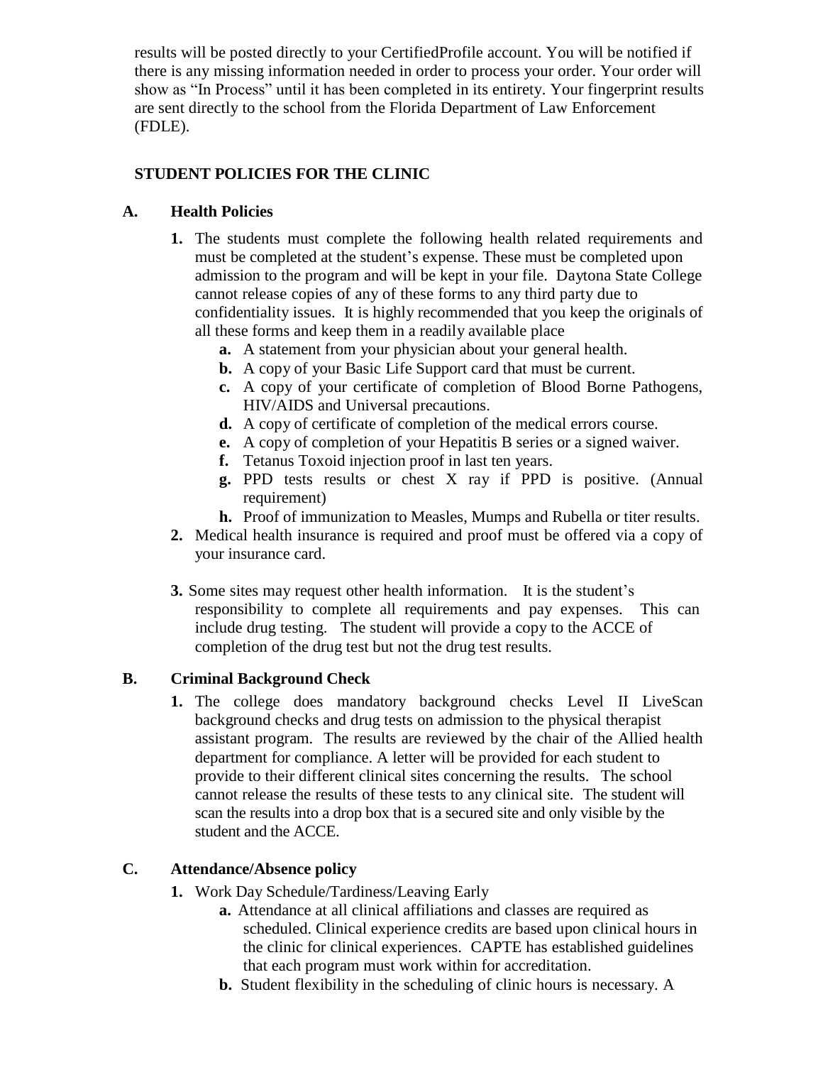results will be posted directly to your CertifiedProfile account. You will be notified if there is any missing information needed in order to process your order. Your order will show as "In Process" until it has been completed in its entirety. Your fingerprint results are sent directly to the school from the Florida Department of Law Enforcement (FDLE).

## STUDENT POLICIES FOR THE CLINIC

### A. Health Policies

1. The students must complete the following health related requirements and must be completed at the student's expense. These must be completed upon admission to the program and will be kept in your file. Daytona State College cannot release copies of any of these forms to any third party due to confidentiality issues. It is highly recommended that you keep the originals of all these forms and keep them in a readily available place
   - **a.** A statement from your physician about your general health.
   - **b.** A copy of your Basic Life Support card that must be current.
   - **c.** A copy of your certificate of completion of Blood Borne Pathogens, HIV/AIDS and Universal precautions.
   - **d.** A copy of certificate of completion of the medical errors course.
   - **e.** A copy of completion of your Hepatitis B series or a signed waiver.
   - **f.** Tetanus Toxoid injection proof in last ten years.
   - **g.** PPD tests results or chest X ray if PPD is positive. (Annual requirement)
   - **h.** Proof of immunization to Measles, Mumps and Rubella or titer results.
2. Medical health insurance is required and proof must be offered via a copy of your insurance card.
3. Some sites may request other health information. It is the student's responsibility to complete all requirements and pay expenses. This can include drug testing. The student will provide a copy to the ACCE of completion of the drug test but not the drug test results.

### B. Criminal Background Check

1. The college does mandatory background checks Level II LiveScan background checks and drug tests on admission to the physical therapist assistant program. The results are reviewed by the chair of the Allied health department for compliance. A letter will be provided for each student to provide to their different clinical sites concerning the results. The school cannot release the results of these tests to any clinical site. The student will scan the results into a drop box that is a secured site and only visible by the student and the ACCE.

### C. Attendance/Absence policy

1. Work Day Schedule/Tardiness/Leaving Early
   - **a.** Attendance at all clinical affiliations and classes are required as scheduled. Clinical experience credits are based upon clinical hours in the clinic for clinical experiences. CAPTE has established guidelines that each program must work within for accreditation.
   - **b.** Student flexibility in the scheduling of clinic hours is necessary. A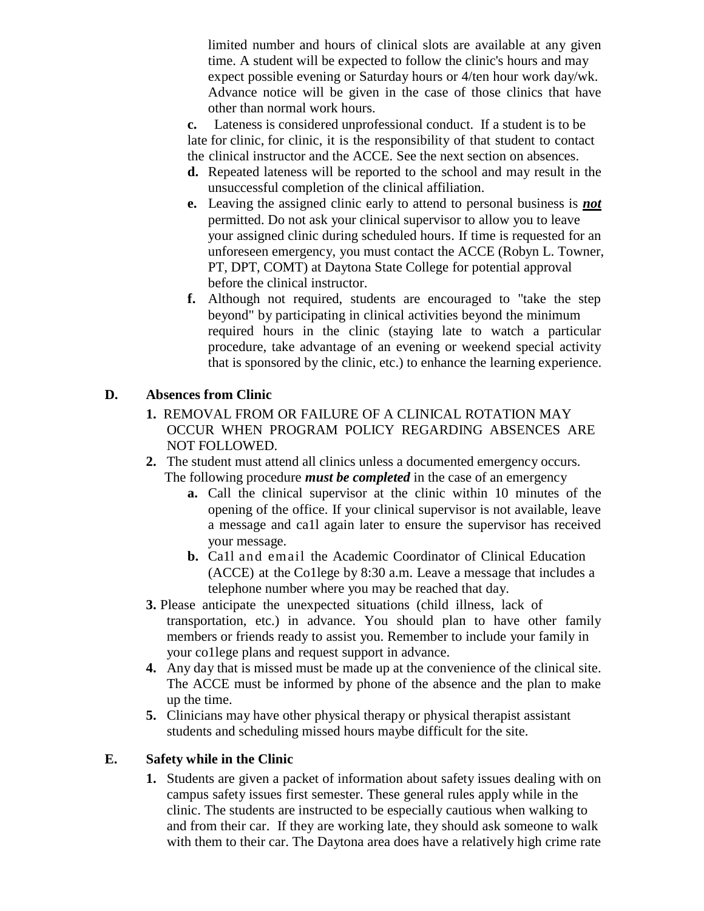limited number and hours of clinical slots are available at any given time. A student will be expected to follow the clinic's hours and may expect possible evening or Saturday hours or 4/ten hour work day/wk. Advance notice will be given in the case of those clinics that have other than normal work hours.

**c.** Lateness is considered unprofessional conduct. If a student is to be late for clinic, for clinic, it is the responsibility of that student to contact the clinical instructor and the ACCE. See the next section on absences.

**d.** Repeated lateness will be reported to the school and may result in the unsuccessful completion of the clinical affiliation.

**e.** Leaving the assigned clinic early to attend to personal business is ***not*** permitted. Do not ask your clinical supervisor to allow you to leave your assigned clinic during scheduled hours. If time is requested for an unforeseen emergency, you must contact the ACCE (Robyn L. Towner, PT, DPT, COMT) at Daytona State College for potential approval before the clinical instructor.

**f.** Although not required, students are encouraged to "take the step beyond" by participating in clinical activities beyond the minimum required hours in the clinic (staying late to watch a particular procedure, take advantage of an evening or weekend special activity that is sponsored by the clinic, etc.) to enhance the learning experience.

## D. Absences from Clinic

1. REMOVAL FROM OR FAILURE OF A CLINICAL ROTATION MAY OCCUR WHEN PROGRAM POLICY REGARDING ABSENCES ARE NOT FOLLOWED.
2. The student must attend all clinics unless a documented emergency occurs. The following procedure ***must be completed*** in the case of an emergency
   - **a.** Call the clinical supervisor at the clinic within 10 minutes of the opening of the office. If your clinical supervisor is not available, leave a message and ca1l again later to ensure the supervisor has received your message.
   - **b.** Ca1l and email the Academic Coordinator of Clinical Education (ACCE) at the Co1lege by 8:30 a.m. Leave a message that includes a telephone number where you may be reached that day.
3. Please anticipate the unexpected situations (child illness, lack of transportation, etc.) in advance. You should plan to have other family members or friends ready to assist you. Remember to include your family in your co1lege plans and request support in advance.
4. Any day that is missed must be made up at the convenience of the clinical site. The ACCE must be informed by phone of the absence and the plan to make up the time.
5. Clinicians may have other physical therapy or physical therapist assistant students and scheduling missed hours maybe difficult for the site.

## E. Safety while in the Clinic

1. Students are given a packet of information about safety issues dealing with on campus safety issues first semester. These general rules apply while in the clinic. The students are instructed to be especially cautious when walking to and from their car. If they are working late, they should ask someone to walk with them to their car. The Daytona area does have a relatively high crime rate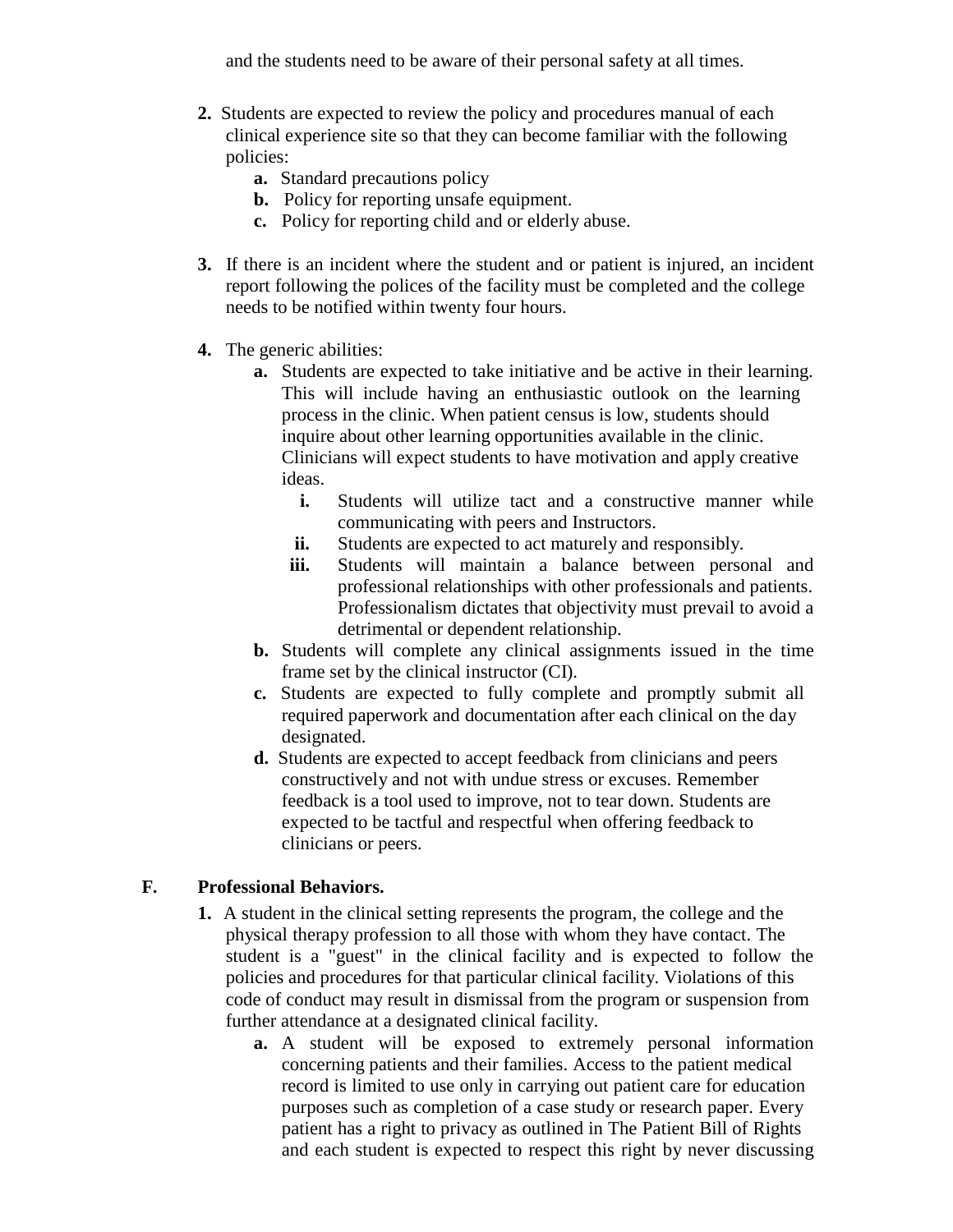and the students need to be aware of their personal safety at all times.

2. Students are expected to review the policy and procedures manual of each clinical experience site so that they can become familiar with the following policies:
   a. Standard precautions policy
   b. Policy for reporting unsafe equipment.
   c. Policy for reporting child and or elderly abuse.

3. If there is an incident where the student and or patient is injured, an incident report following the polices of the facility must be completed and the college needs to be notified within twenty four hours.

4. The generic abilities:
   a. Students are expected to take initiative and be active in their learning. This will include having an enthusiastic outlook on the learning process in the clinic. When patient census is low, students should inquire about other learning opportunities available in the clinic. Clinicians will expect students to have motivation and apply creative ideas.
      i. Students will utilize tact and a constructive manner while communicating with peers and Instructors.
      ii. Students are expected to act maturely and responsibly.
      iii. Students will maintain a balance between personal and professional relationships with other professionals and patients. Professionalism dictates that objectivity must prevail to avoid a detrimental or dependent relationship.
   b. Students will complete any clinical assignments issued in the time frame set by the clinical instructor (CI).
   c. Students are expected to fully complete and promptly submit all required paperwork and documentation after each clinical on the day designated.
   d. Students are expected to accept feedback from clinicians and peers constructively and not with undue stress or excuses. Remember feedback is a tool used to improve, not to tear down. Students are expected to be tactful and respectful when offering feedback to clinicians or peers.

## F. Professional Behaviors.

1. A student in the clinical setting represents the program, the college and the physical therapy profession to all those with whom they have contact. The student is a "guest" in the clinical facility and is expected to follow the policies and procedures for that particular clinical facility. Violations of this code of conduct may result in dismissal from the program or suspension from further attendance at a designated clinical facility.
   a. A student will be exposed to extremely personal information concerning patients and their families. Access to the patient medical record is limited to use only in carrying out patient care for education purposes such as completion of a case study or research paper. Every patient has a right to privacy as outlined in The Patient Bill of Rights and each student is expected to respect this right by never discussing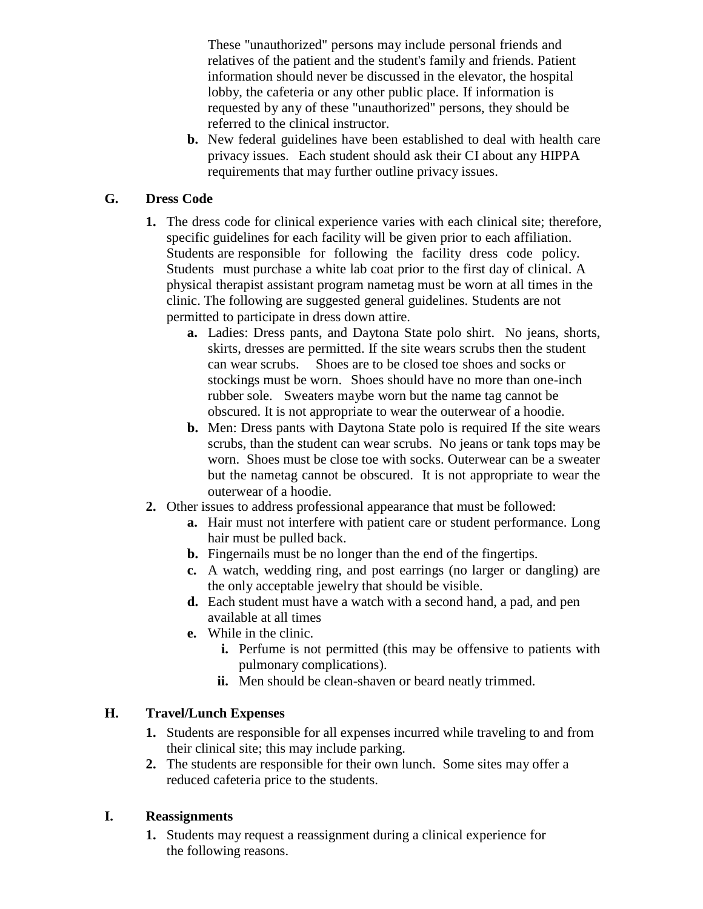These "unauthorized" persons may include personal friends and relatives of the patient and the student's family and friends. Patient information should never be discussed in the elevator, the hospital lobby, the cafeteria or any other public place. If information is requested by any of these "unauthorized" persons, they should be referred to the clinical instructor.

**b.** New federal guidelines have been established to deal with health care privacy issues. Each student should ask their CI about any HIPPA requirements that may further outline privacy issues.

## G. Dress Code

**1.** The dress code for clinical experience varies with each clinical site; therefore, specific guidelines for each facility will be given prior to each affiliation. Students are responsible for following the facility dress code policy. Students must purchase a white lab coat prior to the first day of clinical. A physical therapist assistant program nametag must be worn at all times in the clinic. The following are suggested general guidelines. Students are not permitted to participate in dress down attire.

- **a.** Ladies: Dress pants, and Daytona State polo shirt. No jeans, shorts, skirts, dresses are permitted. If the site wears scrubs then the student can wear scrubs. Shoes are to be closed toe shoes and socks or stockings must be worn. Shoes should have no more than one-inch rubber sole. Sweaters maybe worn but the name tag cannot be obscured. It is not appropriate to wear the outerwear of a hoodie.
- **b.** Men: Dress pants with Daytona State polo is required If the site wears scrubs, than the student can wear scrubs. No jeans or tank tops may be worn. Shoes must be close toe with socks. Outerwear can be a sweater but the nametag cannot be obscured. It is not appropriate to wear the outerwear of a hoodie.

**2.** Other issues to address professional appearance that must be followed:

- **a.** Hair must not interfere with patient care or student performance. Long hair must be pulled back.
- **b.** Fingernails must be no longer than the end of the fingertips.
- **c.** A watch, wedding ring, and post earrings (no larger or dangling) are the only acceptable jewelry that should be visible.
- **d.** Each student must have a watch with a second hand, a pad, and pen available at all times
- **e.** While in the clinic.
  - **i.** Perfume is not permitted (this may be offensive to patients with pulmonary complications).
  - **ii.** Men should be clean-shaven or beard neatly trimmed.

## H. Travel/Lunch Expenses

**1.** Students are responsible for all expenses incurred while traveling to and from their clinical site; this may include parking.

**2.** The students are responsible for their own lunch. Some sites may offer a reduced cafeteria price to the students.

## I. Reassignments

**1.** Students may request a reassignment during a clinical experience for the following reasons.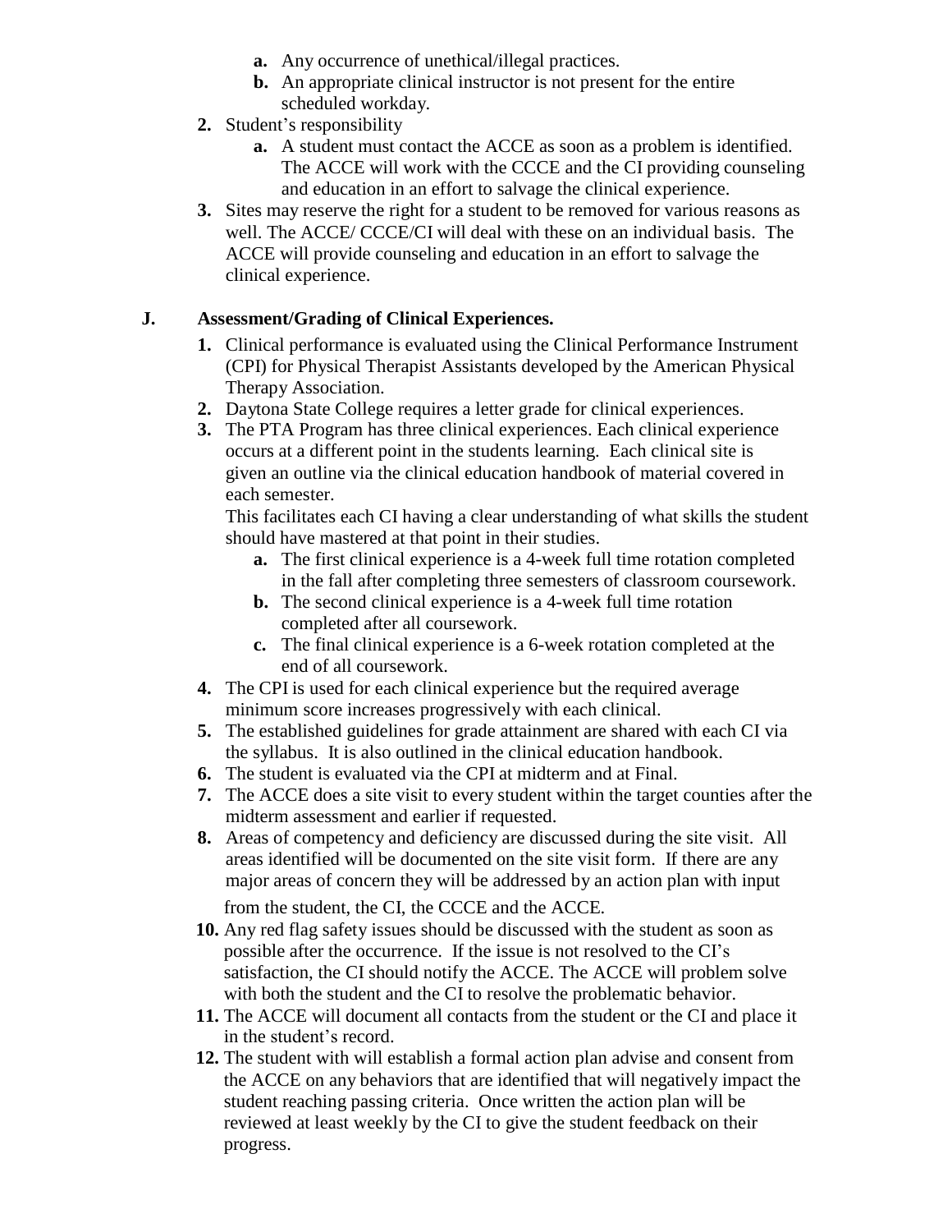a. Any occurrence of unethical/illegal practices.
   b. An appropriate clinical instructor is not present for the entire scheduled workday.
2. Student's responsibility
   a. A student must contact the ACCE as soon as a problem is identified. The ACCE will work with the CCCE and the CI providing counseling and education in an effort to salvage the clinical experience.
3. Sites may reserve the right for a student to be removed for various reasons as well. The ACCE/ CCCE/CI will deal with these on an individual basis. The ACCE will provide counseling and education in an effort to salvage the clinical experience.

**J. Assessment/Grading of Clinical Experiences.**

1. Clinical performance is evaluated using the Clinical Performance Instrument (CPI) for Physical Therapist Assistants developed by the American Physical Therapy Association.
2. Daytona State College requires a letter grade for clinical experiences.
3. The PTA Program has three clinical experiences. Each clinical experience occurs at a different point in the students learning. Each clinical site is given an outline via the clinical education handbook of material covered in each semester.

   This facilitates each CI having a clear understanding of what skills the student should have mastered at that point in their studies.
   a. The first clinical experience is a 4-week full time rotation completed in the fall after completing three semesters of classroom coursework.
   b. The second clinical experience is a 4-week full time rotation completed after all coursework.
   c. The final clinical experience is a 6-week rotation completed at the end of all coursework.
4. The CPI is used for each clinical experience but the required average minimum score increases progressively with each clinical.
5. The established guidelines for grade attainment are shared with each CI via the syllabus. It is also outlined in the clinical education handbook.
6. The student is evaluated via the CPI at midterm and at Final.
7. The ACCE does a site visit to every student within the target counties after the midterm assessment and earlier if requested.
8. Areas of competency and deficiency are discussed during the site visit. All areas identified will be documented on the site visit form. If there are any major areas of concern they will be addressed by an action plan with input from the student, the CI, the CCCE and the ACCE.
10. Any red flag safety issues should be discussed with the student as soon as possible after the occurrence. If the issue is not resolved to the CI's satisfaction, the CI should notify the ACCE. The ACCE will problem solve with both the student and the CI to resolve the problematic behavior.
11. The ACCE will document all contacts from the student or the CI and place it in the student's record.
12. The student with will establish a formal action plan advise and consent from the ACCE on any behaviors that are identified that will negatively impact the student reaching passing criteria. Once written the action plan will be reviewed at least weekly by the CI to give the student feedback on their progress.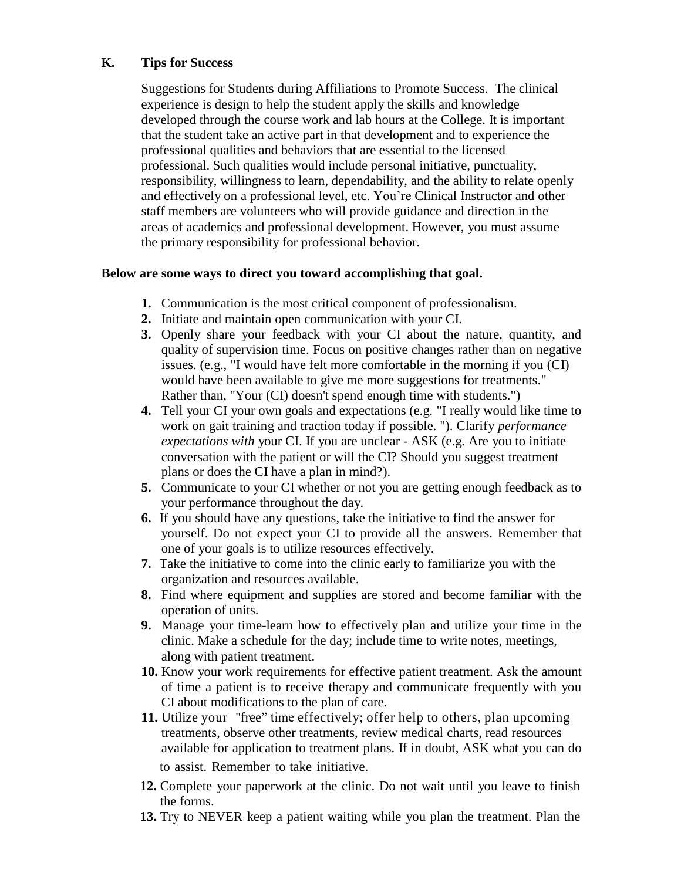## K. Tips for Success

Suggestions for Students during Affiliations to Promote Success. The clinical experience is design to help the student apply the skills and knowledge developed through the course work and lab hours at the College. It is important that the student take an active part in that development and to experience the professional qualities and behaviors that are essential to the licensed professional. Such qualities would include personal initiative, punctuality, responsibility, willingness to learn, dependability, and the ability to relate openly and effectively on a professional level, etc. You're Clinical Instructor and other staff members are volunteers who will provide guidance and direction in the areas of academics and professional development. However, you must assume the primary responsibility for professional behavior.

**Below are some ways to direct you toward accomplishing that goal.**

1. Communication is the most critical component of professionalism.
2. Initiate and maintain open communication with your CI.
3. Openly share your feedback with your CI about the nature, quantity, and quality of supervision time. Focus on positive changes rather than on negative issues. (e.g., "I would have felt more comfortable in the morning if you (CI) would have been available to give me more suggestions for treatments." Rather than, "Your (CI) doesn't spend enough time with students.")
4. Tell your CI your own goals and expectations (e.g. "I really would like time to work on gait training and traction today if possible. "). Clarify *performance expectations with* your CI. If you are unclear - ASK (e.g. Are you to initiate conversation with the patient or will the CI? Should you suggest treatment plans or does the CI have a plan in mind?).
5. Communicate to your CI whether or not you are getting enough feedback as to your performance throughout the day.
6. If you should have any questions, take the initiative to find the answer for yourself. Do not expect your CI to provide all the answers. Remember that one of your goals is to utilize resources effectively.
7. Take the initiative to come into the clinic early to familiarize you with the organization and resources available.
8. Find where equipment and supplies are stored and become familiar with the operation of units.
9. Manage your time-learn how to effectively plan and utilize your time in the clinic. Make a schedule for the day; include time to write notes, meetings, along with patient treatment.
10. Know your work requirements for effective patient treatment. Ask the amount of time a patient is to receive therapy and communicate frequently with you CI about modifications to the plan of care.
11. Utilize your "free" time effectively; offer help to others, plan upcoming treatments, observe other treatments, review medical charts, read resources available for application to treatment plans. If in doubt, ASK what you can do to assist. Remember to take initiative.
12. Complete your paperwork at the clinic. Do not wait until you leave to finish the forms.
13. Try to NEVER keep a patient waiting while you plan the treatment. Plan the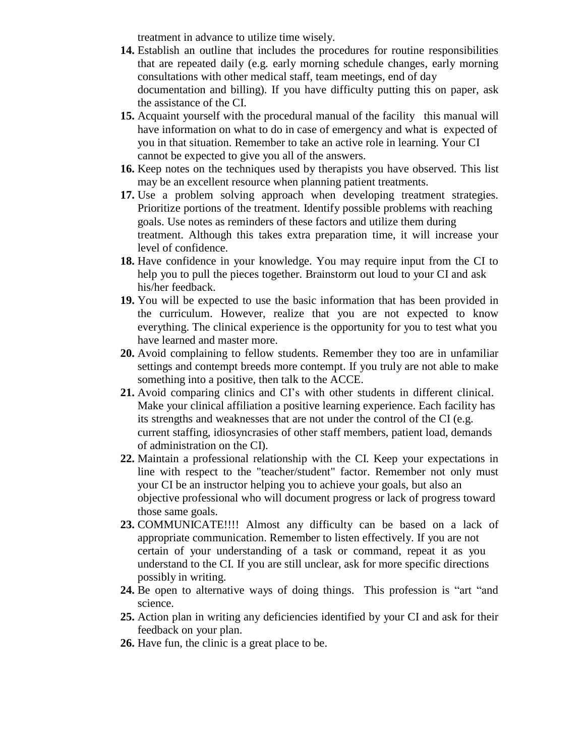treatment in advance to utilize time wisely.

14. Establish an outline that includes the procedures for routine responsibilities that are repeated daily (e.g. early morning schedule changes, early morning consultations with other medical staff, team meetings, end of day documentation and billing). If you have difficulty putting this on paper, ask the assistance of the CI.
15. Acquaint yourself with the procedural manual of the facility this manual will have information on what to do in case of emergency and what is expected of you in that situation. Remember to take an active role in learning. Your CI cannot be expected to give you all of the answers.
16. Keep notes on the techniques used by therapists you have observed. This list may be an excellent resource when planning patient treatments.
17. Use a problem solving approach when developing treatment strategies. Prioritize portions of the treatment. Identify possible problems with reaching goals. Use notes as reminders of these factors and utilize them during treatment. Although this takes extra preparation time, it will increase your level of confidence.
18. Have confidence in your knowledge. You may require input from the CI to help you to pull the pieces together. Brainstorm out loud to your CI and ask his/her feedback.
19. You will be expected to use the basic information that has been provided in the curriculum. However, realize that you are not expected to know everything. The clinical experience is the opportunity for you to test what you have learned and master more.
20. Avoid complaining to fellow students. Remember they too are in unfamiliar settings and contempt breeds more contempt. If you truly are not able to make something into a positive, then talk to the ACCE.
21. Avoid comparing clinics and CI's with other students in different clinical. Make your clinical affiliation a positive learning experience. Each facility has its strengths and weaknesses that are not under the control of the CI (e.g. current staffing, idiosyncrasies of other staff members, patient load, demands of administration on the CI).
22. Maintain a professional relationship with the CI. Keep your expectations in line with respect to the "teacher/student" factor. Remember not only must your CI be an instructor helping you to achieve your goals, but also an objective professional who will document progress or lack of progress toward those same goals.
23. COMMUNICATE!!!! Almost any difficulty can be based on a lack of appropriate communication. Remember to listen effectively. If you are not certain of your understanding of a task or command, repeat it as you understand to the CI. If you are still unclear, ask for more specific directions possibly in writing.
24. Be open to alternative ways of doing things. This profession is "art "and science.
25. Action plan in writing any deficiencies identified by your CI and ask for their feedback on your plan.
26. Have fun, the clinic is a great place to be.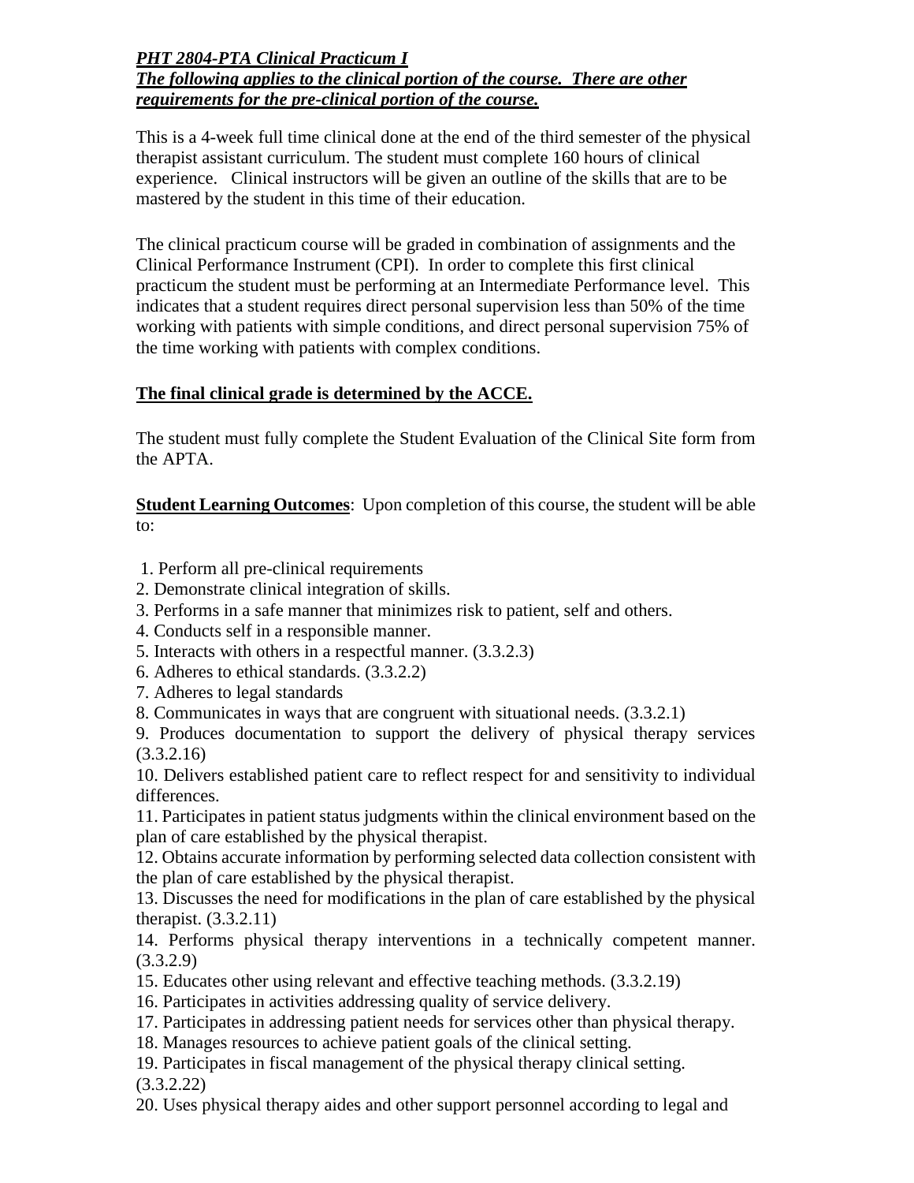***PHT 2804-PTA Clinical Practicum I***
***The following applies to the clinical portion of the course. There are other requirements for the pre-clinical portion of the course.***

This is a 4-week full time clinical done at the end of the third semester of the physical therapist assistant curriculum. The student must complete 160 hours of clinical experience. Clinical instructors will be given an outline of the skills that are to be mastered by the student in this time of their education.

The clinical practicum course will be graded in combination of assignments and the Clinical Performance Instrument (CPI). In order to complete this first clinical practicum the student must be performing at an Intermediate Performance level. This indicates that a student requires direct personal supervision less than 50% of the time working with patients with simple conditions, and direct personal supervision 75% of the time working with patients with complex conditions.

**The final clinical grade is determined by the ACCE.**

The student must fully complete the Student Evaluation of the Clinical Site form from the APTA.

**Student Learning Outcomes**: Upon completion of this course, the student will be able to:

1. Perform all pre-clinical requirements
2. Demonstrate clinical integration of skills.
3. Performs in a safe manner that minimizes risk to patient, self and others.
4. Conducts self in a responsible manner.
5. Interacts with others in a respectful manner. (3.3.2.3)
6. Adheres to ethical standards. (3.3.2.2)
7. Adheres to legal standards
8. Communicates in ways that are congruent with situational needs. (3.3.2.1)
9. Produces documentation to support the delivery of physical therapy services (3.3.2.16)
10. Delivers established patient care to reflect respect for and sensitivity to individual differences.
11. Participates in patient status judgments within the clinical environment based on the plan of care established by the physical therapist.
12. Obtains accurate information by performing selected data collection consistent with the plan of care established by the physical therapist.
13. Discusses the need for modifications in the plan of care established by the physical therapist. (3.3.2.11)
14. Performs physical therapy interventions in a technically competent manner. (3.3.2.9)
15. Educates other using relevant and effective teaching methods. (3.3.2.19)
16. Participates in activities addressing quality of service delivery.
17. Participates in addressing patient needs for services other than physical therapy.
18. Manages resources to achieve patient goals of the clinical setting.
19. Participates in fiscal management of the physical therapy clinical setting. (3.3.2.22)
20. Uses physical therapy aides and other support personnel according to legal and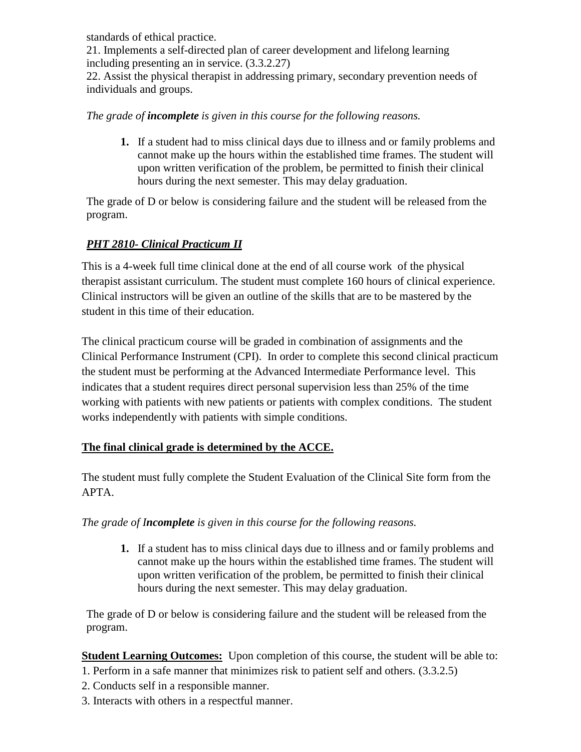standards of ethical practice.

21. Implements a self-directed plan of career development and lifelong learning including presenting an in service. (3.3.2.27)
22. Assist the physical therapist in addressing primary, secondary prevention needs of individuals and groups.

*The grade of **incomplete** is given in this course for the following reasons.*

1. If a student had to miss clinical days due to illness and or family problems and cannot make up the hours within the established time frames. The student will upon written verification of the problem, be permitted to finish their clinical hours during the next semester. This may delay graduation.

The grade of D or below is considering failure and the student will be released from the program.

***<u>PHT 2810- Clinical Practicum II</u>***

This is a 4-week full time clinical done at the end of all course work of the physical therapist assistant curriculum. The student must complete 160 hours of clinical experience. Clinical instructors will be given an outline of the skills that are to be mastered by the student in this time of their education.

The clinical practicum course will be graded in combination of assignments and the Clinical Performance Instrument (CPI). In order to complete this second clinical practicum the student must be performing at the Advanced Intermediate Performance level. This indicates that a student requires direct personal supervision less than 25% of the time working with patients with new patients or patients with complex conditions. The student works independently with patients with simple conditions.

**<u>The final clinical grade is determined by the ACCE.</u>**

The student must fully complete the Student Evaluation of the Clinical Site form from the APTA.

*The grade of I**ncomplete** is given in this course for the following reasons.*

1. If a student has to miss clinical days due to illness and or family problems and cannot make up the hours within the established time frames. The student will upon written verification of the problem, be permitted to finish their clinical hours during the next semester. This may delay graduation.

The grade of D or below is considering failure and the student will be released from the program.

**<u>Student Learning Outcomes:</u>** Upon completion of this course, the student will be able to:

1. Perform in a safe manner that minimizes risk to patient self and others. (3.3.2.5)
2. Conducts self in a responsible manner.
3. Interacts with others in a respectful manner.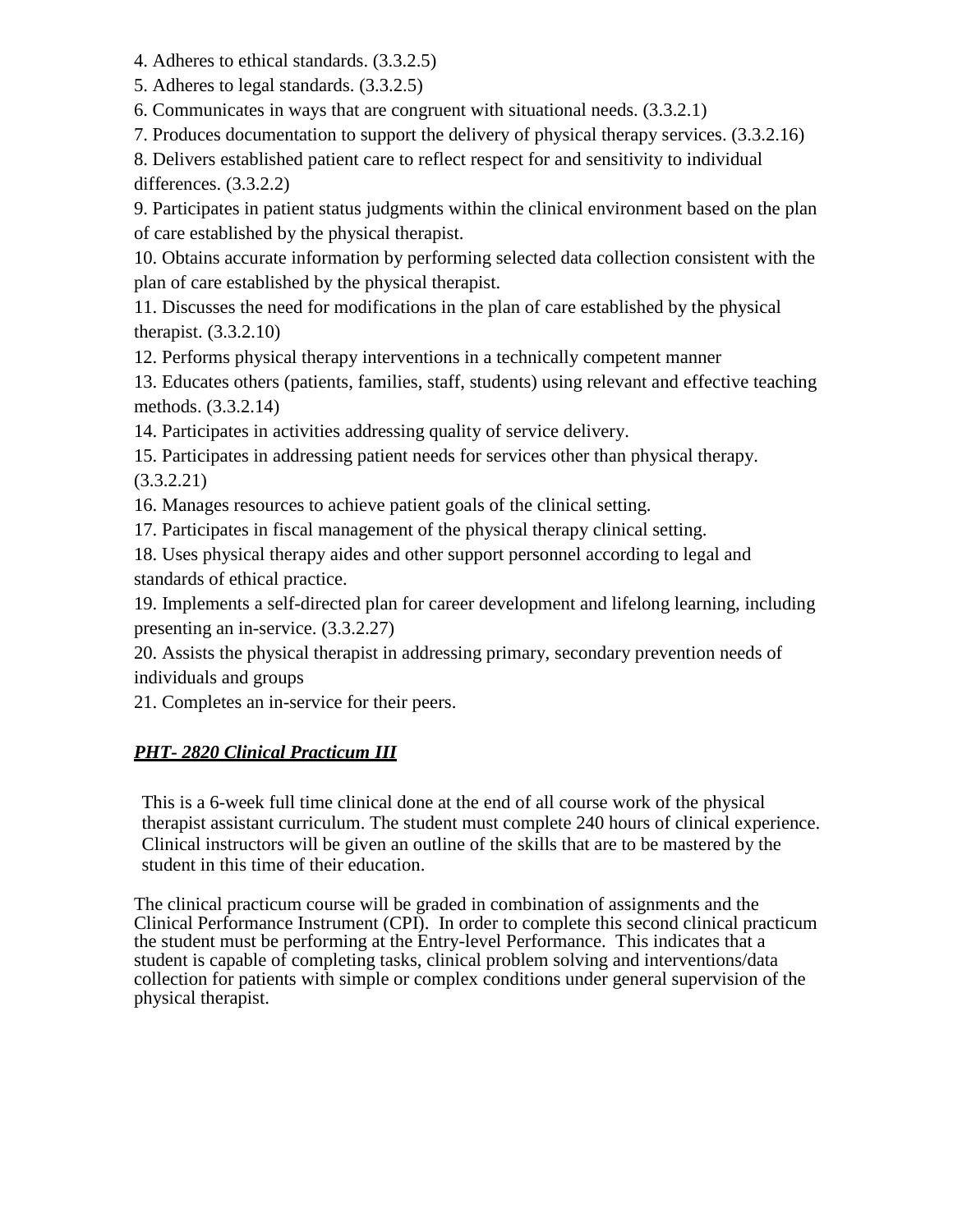4. Adheres to ethical standards. (3.3.2.5)
5. Adheres to legal standards. (3.3.2.5)
6. Communicates in ways that are congruent with situational needs. (3.3.2.1)
7. Produces documentation to support the delivery of physical therapy services. (3.3.2.16)
8. Delivers established patient care to reflect respect for and sensitivity to individual differences. (3.3.2.2)
9. Participates in patient status judgments within the clinical environment based on the plan of care established by the physical therapist.
10. Obtains accurate information by performing selected data collection consistent with the plan of care established by the physical therapist.
11. Discusses the need for modifications in the plan of care established by the physical therapist. (3.3.2.10)
12. Performs physical therapy interventions in a technically competent manner
13. Educates others (patients, families, staff, students) using relevant and effective teaching methods. (3.3.2.14)
14. Participates in activities addressing quality of service delivery.
15. Participates in addressing patient needs for services other than physical therapy. (3.3.2.21)
16. Manages resources to achieve patient goals of the clinical setting.
17. Participates in fiscal management of the physical therapy clinical setting.
18. Uses physical therapy aides and other support personnel according to legal and standards of ethical practice.
19. Implements a self-directed plan for career development and lifelong learning, including presenting an in-service. (3.3.2.27)
20. Assists the physical therapist in addressing primary, secondary prevention needs of individuals and groups
21. Completes an in-service for their peers.

***PHT- 2820 Clinical Practicum III***

This is a 6-week full time clinical done at the end of all course work of the physical therapist assistant curriculum. The student must complete 240 hours of clinical experience. Clinical instructors will be given an outline of the skills that are to be mastered by the student in this time of their education.

The clinical practicum course will be graded in combination of assignments and the Clinical Performance Instrument (CPI). In order to complete this second clinical practicum the student must be performing at the Entry-level Performance. This indicates that a student is capable of completing tasks, clinical problem solving and interventions/data collection for patients with simple or complex conditions under general supervision of the physical therapist.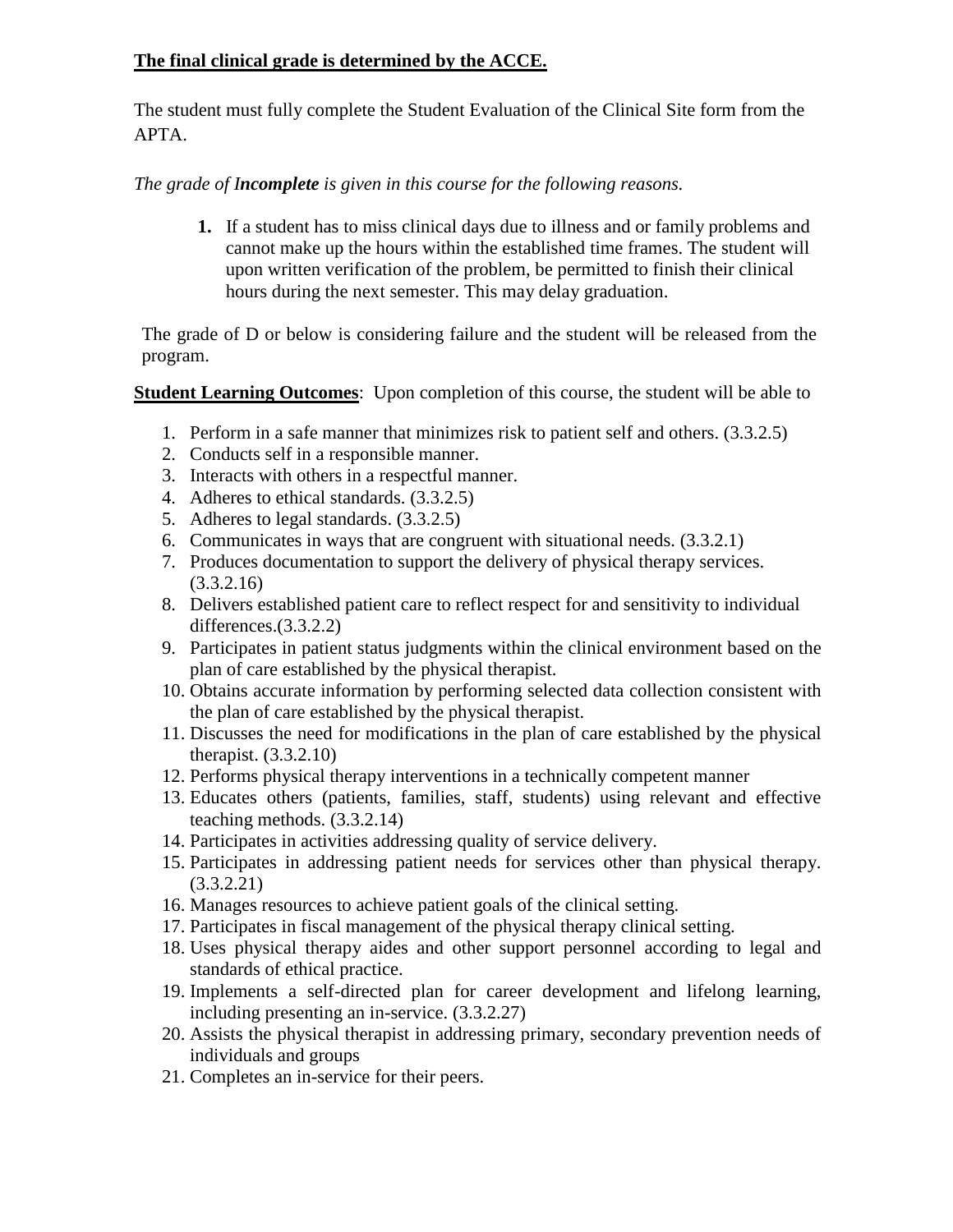**<u>The final clinical grade is determined by the ACCE.</u>**

The student must fully complete the Student Evaluation of the Clinical Site form from the APTA.

*The grade of **Incomplete** is given in this course for the following reasons.*

1. If a student has to miss clinical days due to illness and or family problems and cannot make up the hours within the established time frames. The student will upon written verification of the problem, be permitted to finish their clinical hours during the next semester. This may delay graduation.

The grade of D or below is considering failure and the student will be released from the program.

**<u>Student Learning Outcomes</u>**: Upon completion of this course, the student will be able to

1. Perform in a safe manner that minimizes risk to patient self and others. (3.3.2.5)
2. Conducts self in a responsible manner.
3. Interacts with others in a respectful manner.
4. Adheres to ethical standards. (3.3.2.5)
5. Adheres to legal standards. (3.3.2.5)
6. Communicates in ways that are congruent with situational needs. (3.3.2.1)
7. Produces documentation to support the delivery of physical therapy services. (3.3.2.16)
8. Delivers established patient care to reflect respect for and sensitivity to individual differences.(3.3.2.2)
9. Participates in patient status judgments within the clinical environment based on the plan of care established by the physical therapist.
10. Obtains accurate information by performing selected data collection consistent with the plan of care established by the physical therapist.
11. Discusses the need for modifications in the plan of care established by the physical therapist. (3.3.2.10)
12. Performs physical therapy interventions in a technically competent manner
13. Educates others (patients, families, staff, students) using relevant and effective teaching methods. (3.3.2.14)
14. Participates in activities addressing quality of service delivery.
15. Participates in addressing patient needs for services other than physical therapy. (3.3.2.21)
16. Manages resources to achieve patient goals of the clinical setting.
17. Participates in fiscal management of the physical therapy clinical setting.
18. Uses physical therapy aides and other support personnel according to legal and standards of ethical practice.
19. Implements a self-directed plan for career development and lifelong learning, including presenting an in-service. (3.3.2.27)
20. Assists the physical therapist in addressing primary, secondary prevention needs of individuals and groups
21. Completes an in-service for their peers.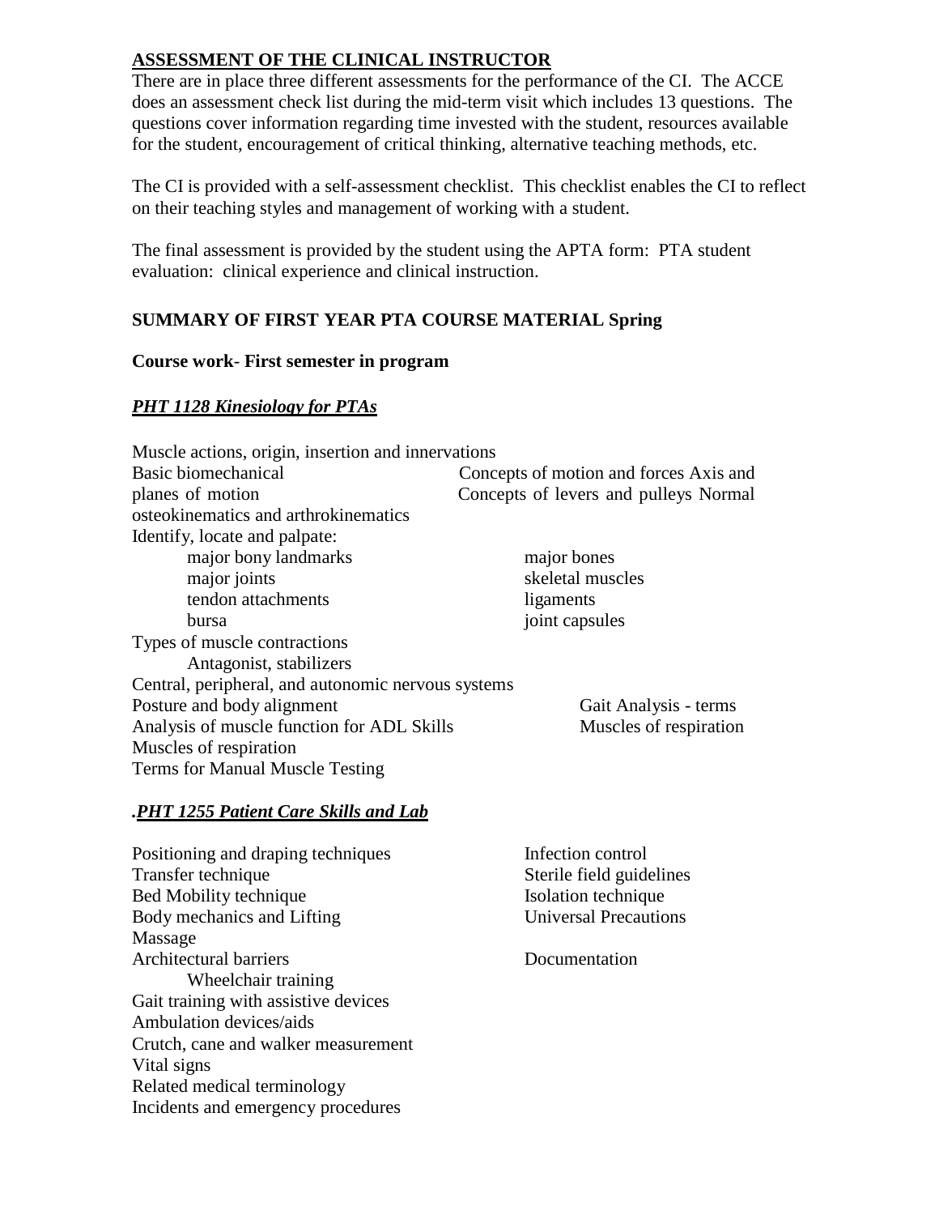## ASSESSMENT OF THE CLINICAL INSTRUCTOR

There are in place three different assessments for the performance of the CI. The ACCE does an assessment check list during the mid-term visit which includes 13 questions. The questions cover information regarding time invested with the student, resources available for the student, encouragement of critical thinking, alternative teaching methods, etc.

The CI is provided with a self-assessment checklist. This checklist enables the CI to reflect on their teaching styles and management of working with a student.

The final assessment is provided by the student using the APTA form: PTA student evaluation: clinical experience and clinical instruction.

## SUMMARY OF FIRST YEAR PTA COURSE MATERIAL Spring

**Course work- First semester in program**

### ***PHT 1128 Kinesiology for PTAs***

Muscle actions, origin, insertion and innervations
Basic biomechanical Concepts of motion and forces Axis and planes of motion Concepts of levers and pulleys Normal osteokinematics and arthrokinematics
Identify, locate and palpate:

- major bony landmarks
- major bones
- major joints
- skeletal muscles
- tendon attachments
- ligaments
- bursa
- joint capsules

Types of muscle contractions
- Antagonist, stabilizers

Central, peripheral, and autonomic nervous systems
Posture and body alignment
Gait Analysis - terms
Analysis of muscle function for ADL Skills
Muscles of respiration
Muscles of respiration
Terms for Manual Muscle Testing

### .***PHT 1255 Patient Care Skills and Lab***

Positioning and draping techniques
Transfer technique
Bed Mobility technique
Body mechanics and Lifting
Massage
Architectural barriers
- Wheelchair training

Gait training with assistive devices
Ambulation devices/aids
Crutch, cane and walker measurement
Vital signs
Related medical terminology
Incidents and emergency procedures

Infection control
Sterile field guidelines
Isolation technique
Universal Precautions

Documentation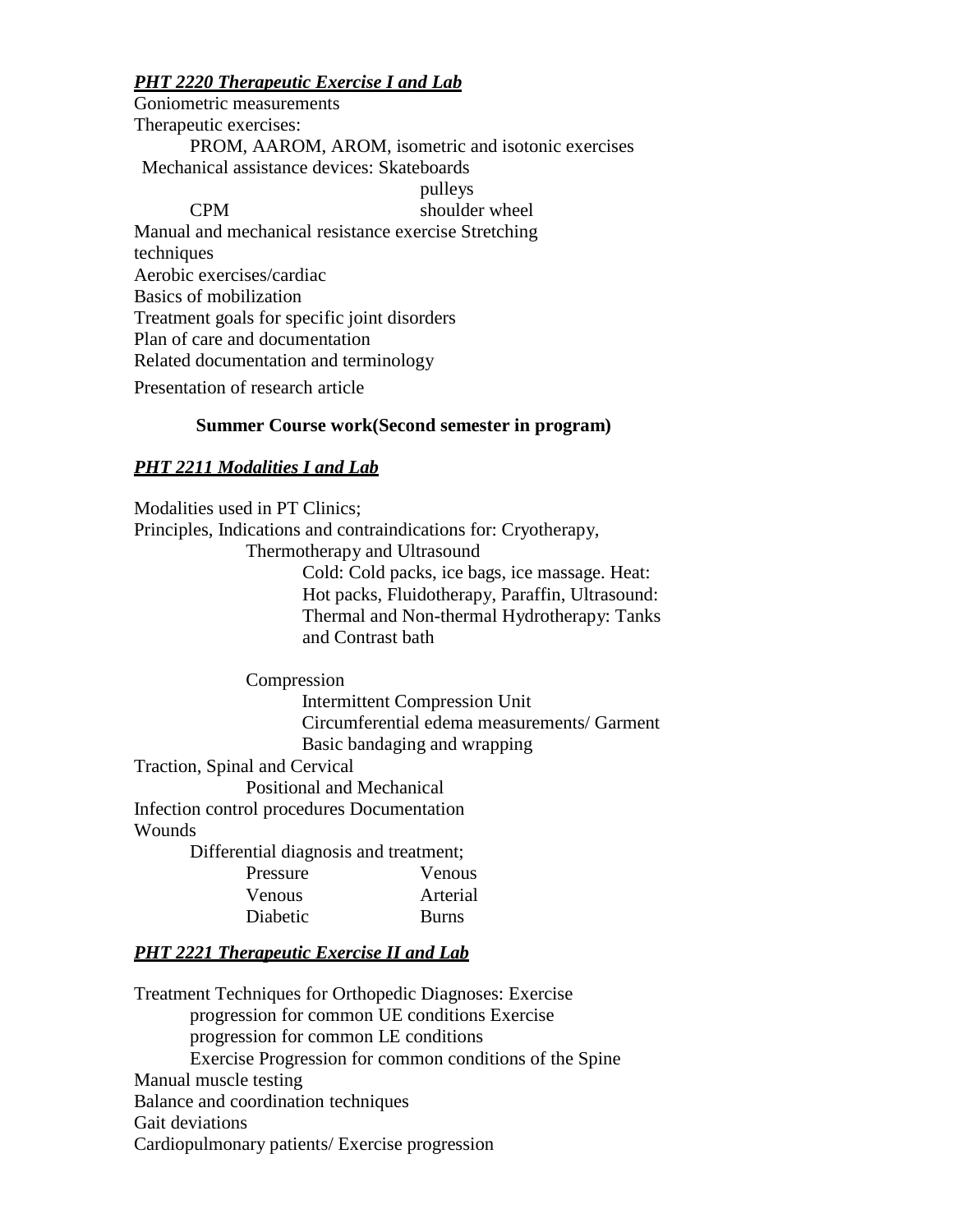***PHT 2220 Therapeutic Exercise I and Lab***

Goniometric measurements

Therapeutic exercises:

PROM, AAROM, AROM, isometric and isotonic exercises

Mechanical assistance devices: Skateboards
pulleys
CPM shoulder wheel

Manual and mechanical resistance exercise Stretching techniques

Aerobic exercises/cardiac

Basics of mobilization

Treatment goals for specific joint disorders

Plan of care and documentation

Related documentation and terminology

Presentation of research article

**Summer Course work(Second semester in program)**

***PHT 2211 Modalities I and Lab***

Modalities used in PT Clinics;

Principles, Indications and contraindications for: Cryotherapy,
Thermotherapy and Ultrasound
Cold: Cold packs, ice bags, ice massage. Heat: Hot packs, Fluidotherapy, Paraffin, Ultrasound: Thermal and Non-thermal Hydrotherapy: Tanks and Contrast bath

Compression
Intermittent Compression Unit
Circumferential edema measurements/ Garment
Basic bandaging and wrapping

Traction, Spinal and Cervical
Positional and Mechanical

Infection control procedures Documentation

Wounds

Differential diagnosis and treatment;

| Pressure | Venous |
|---|---|
| Venous | Arterial |
| Diabetic | Burns |

***PHT 2221 Therapeutic Exercise II and Lab***

Treatment Techniques for Orthopedic Diagnoses: Exercise
progression for common UE conditions Exercise
progression for common LE conditions
Exercise Progression for common conditions of the Spine

Manual muscle testing

Balance and coordination techniques

Gait deviations

Cardiopulmonary patients/ Exercise progression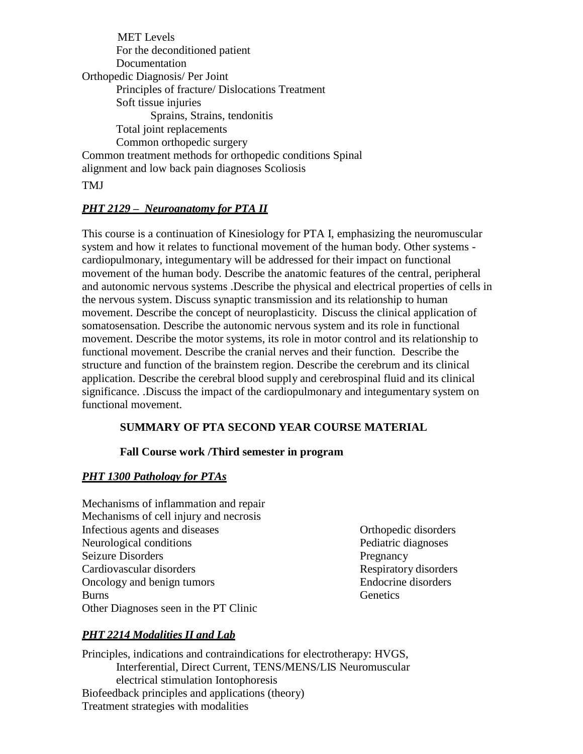- MET Levels
- For the deconditioned patient
- Documentation

Orthopedic Diagnosis/ Per Joint

- Principles of fracture/ Dislocations Treatment
- Soft tissue injuries
  - Sprains, Strains, tendonitis
- Total joint replacements
- Common orthopedic surgery

Common treatment methods for orthopedic conditions Spinal alignment and low back pain diagnoses Scoliosis

TMJ

***PHT 2129 – Neuroanatomy for PTA II***

This course is a continuation of Kinesiology for PTA I, emphasizing the neuromuscular system and how it relates to functional movement of the human body. Other systems - cardiopulmonary, integumentary will be addressed for their impact on functional movement of the human body. Describe the anatomic features of the central, peripheral and autonomic nervous systems .Describe the physical and electrical properties of cells in the nervous system. Discuss synaptic transmission and its relationship to human movement. Describe the concept of neuroplasticity. Discuss the clinical application of somatosensation. Describe the autonomic nervous system and its role in functional movement. Describe the motor systems, its role in motor control and its relationship to functional movement. Describe the cranial nerves and their function. Describe the structure and function of the brainstem region. Describe the cerebrum and its clinical application. Describe the cerebral blood supply and cerebrospinal fluid and its clinical significance. .Discuss the impact of the cardiopulmonary and integumentary system on functional movement.

**SUMMARY OF PTA SECOND YEAR COURSE MATERIAL**

**Fall Course work /Third semester in program**

***PHT 1300 Pathology for PTAs***

Mechanisms of inflammation and repair
Mechanisms of cell injury and necrosis
Infectious agents and diseases
Neurological conditions
Seizure Disorders
Cardiovascular disorders
Oncology and benign tumors
Burns
Other Diagnoses seen in the PT Clinic
Orthopedic disorders
Pediatric diagnoses
Pregnancy
Respiratory disorders
Endocrine disorders
Genetics

***PHT 2214 Modalities II and Lab***

Principles, indications and contraindications for electrotherapy: HVGS,
    Interferential, Direct Current, TENS/MENS/LIS Neuromuscular
    electrical stimulation Iontophoresis
Biofeedback principles and applications (theory)
Treatment strategies with modalities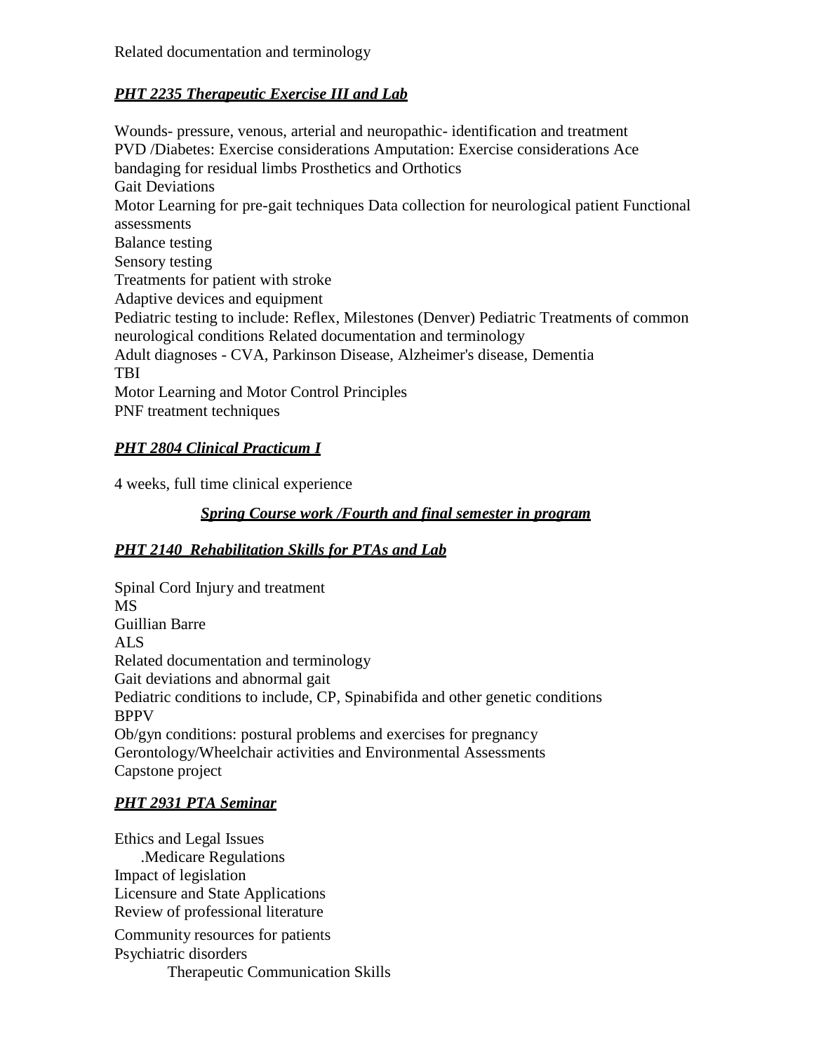Related documentation and terminology

***PHT 2235 Therapeutic Exercise III and Lab***

Wounds- pressure, venous, arterial and neuropathic- identification and treatment
PVD /Diabetes: Exercise considerations Amputation: Exercise considerations Ace bandaging for residual limbs Prosthetics and Orthotics
Gait Deviations
Motor Learning for pre-gait techniques Data collection for neurological patient Functional assessments
Balance testing
Sensory testing
Treatments for patient with stroke
Adaptive devices and equipment
Pediatric testing to include: Reflex, Milestones (Denver) Pediatric Treatments of common neurological conditions Related documentation and terminology
Adult diagnoses - CVA, Parkinson Disease, Alzheimer's disease, Dementia
TBI
Motor Learning and Motor Control Principles
PNF treatment techniques

***PHT 2804 Clinical Practicum I***

4 weeks, full time clinical experience

***Spring Course work /Fourth and final semester in program***

***PHT 2140 Rehabilitation Skills for PTAs and Lab***

Spinal Cord Injury and treatment
MS
Guillian Barre
ALS
Related documentation and terminology
Gait deviations and abnormal gait
Pediatric conditions to include, CP, Spinabifida and other genetic conditions
BPPV
Ob/gyn conditions: postural problems and exercises for pregnancy
Gerontology/Wheelchair activities and Environmental Assessments
Capstone project

***PHT 2931 PTA Seminar***

Ethics and Legal Issues
.Medicare Regulations
Impact of legislation
Licensure and State Applications
Review of professional literature
Community resources for patients
Psychiatric disorders
Therapeutic Communication Skills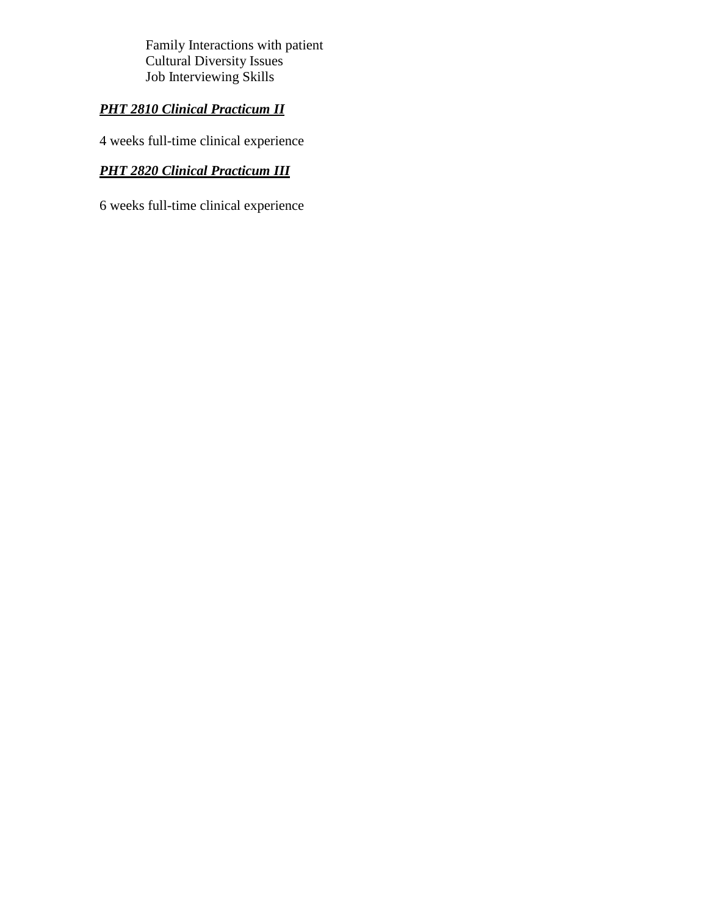Family Interactions with patient
Cultural Diversity Issues
Job Interviewing Skills

***<u>PHT 2810 Clinical Practicum II</u>***

4 weeks full-time clinical experience

***<u>PHT 2820 Clinical Practicum III</u>***

6 weeks full-time clinical experience